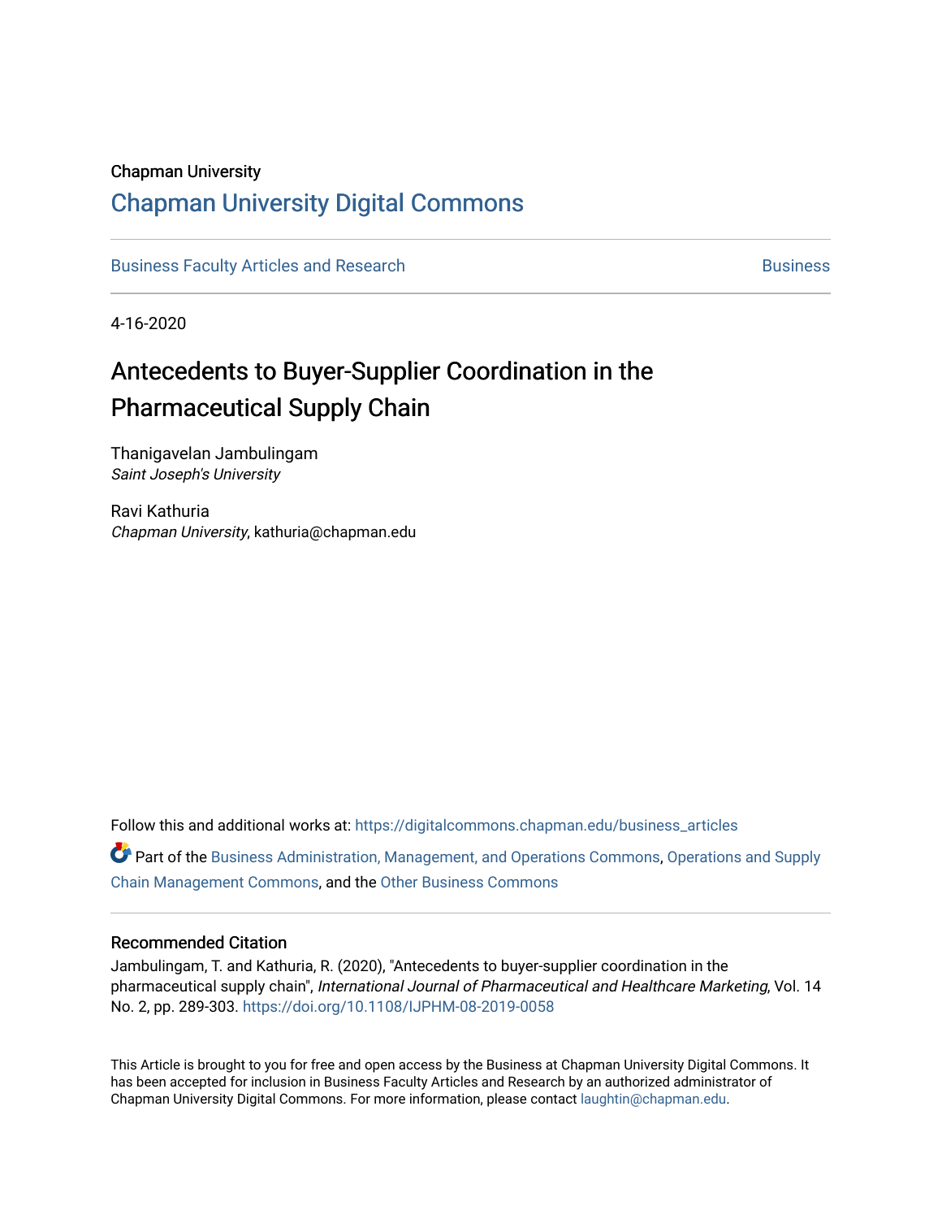Chapman University

# Chapman University Digital Commons

Business Faculty Articles and Research | Business

4-16-2020

## Antecedents to Buyer-Supplier Coordination in the Pharmaceutical Supply Chain

Thanigavelan Jambulingam
*Saint Joseph's University*

Ravi Kathuria
*Chapman University*, kathuria@chapman.edu

Follow this and additional works at: https://digitalcommons.chapman.edu/business_articles

Part of the Business Administration, Management, and Operations Commons, Operations and Supply Chain Management Commons, and the Other Business Commons

### Recommended Citation

Jambulingam, T. and Kathuria, R. (2020), "Antecedents to buyer-supplier coordination in the pharmaceutical supply chain", *International Journal of Pharmaceutical and Healthcare Marketing*, Vol. 14 No. 2, pp. 289-303. https://doi.org/10.1108/IJPHM-08-2019-0058

This Article is brought to you for free and open access by the Business at Chapman University Digital Commons. It has been accepted for inclusion in Business Faculty Articles and Research by an authorized administrator of Chapman University Digital Commons. For more information, please contact laughtin@chapman.edu.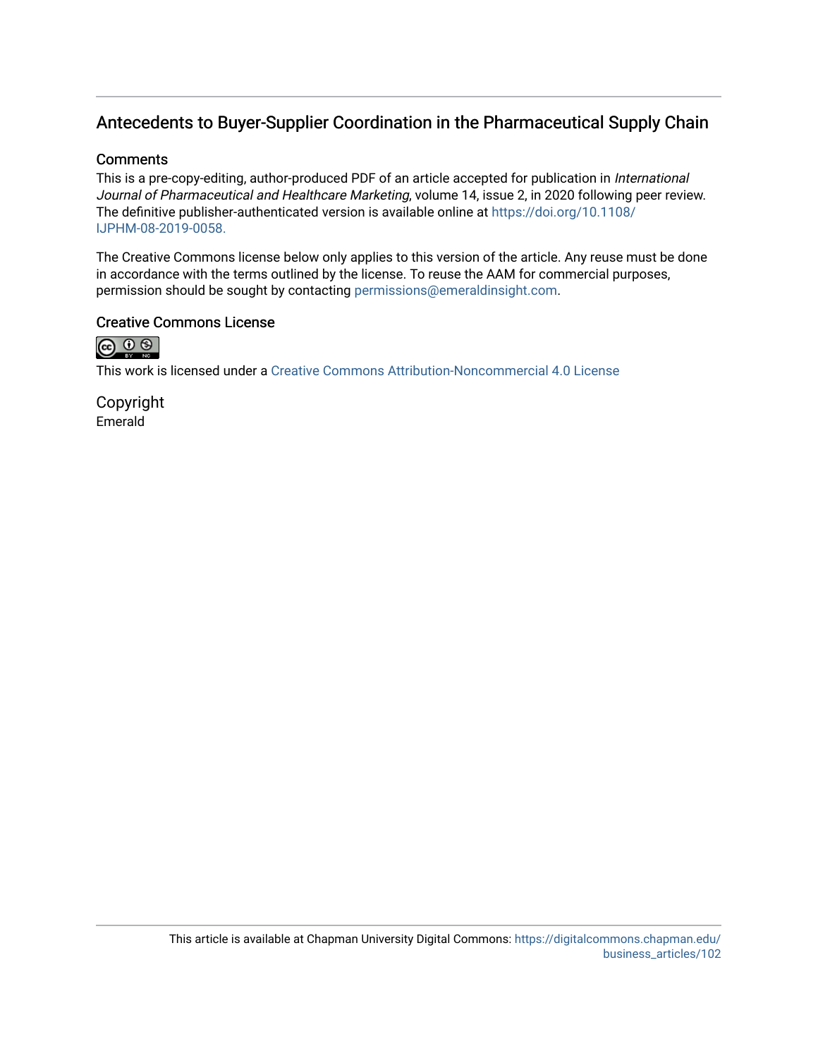## Antecedents to Buyer-Supplier Coordination in the Pharmaceutical Supply Chain

### Comments

This is a pre-copy-editing, author-produced PDF of an article accepted for publication in *International Journal of Pharmaceutical and Healthcare Marketing*, volume 14, issue 2, in 2020 following peer review. The definitive publisher-authenticated version is available online at https://doi.org/10.1108/IJPHM-08-2019-0058.

The Creative Commons license below only applies to this version of the article. Any reuse must be done in accordance with the terms outlined by the license. To reuse the AAM for commercial purposes, permission should be sought by contacting permissions@emeraldinsight.com.

### Creative Commons License

This work is licensed under a Creative Commons Attribution-Noncommercial 4.0 License

### Copyright

Emerald

This article is available at Chapman University Digital Commons: https://digitalcommons.chapman.edu/business_articles/102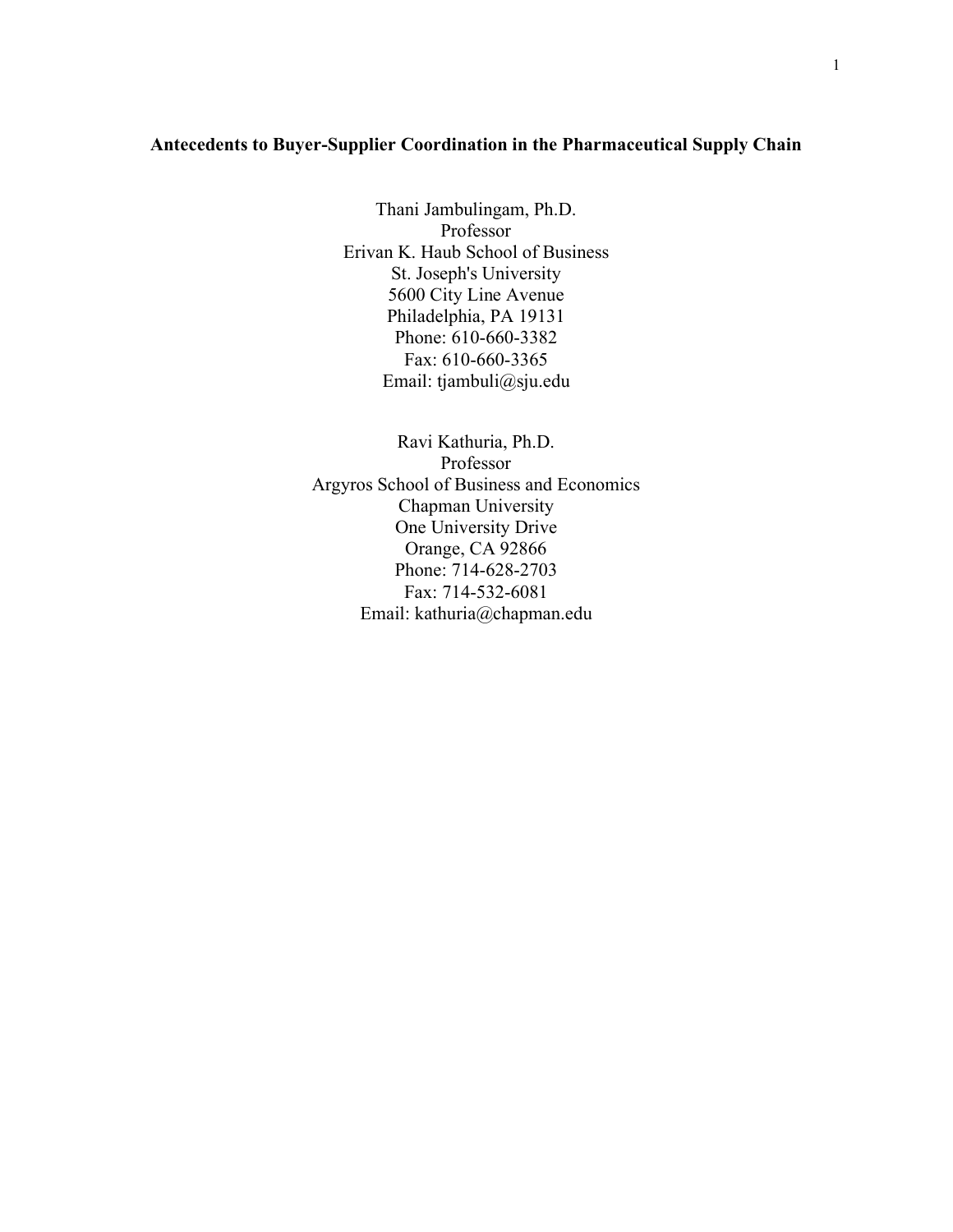**Antecedents to Buyer-Supplier Coordination in the Pharmaceutical Supply Chain**

Thani Jambulingam, Ph.D.
Professor
Erivan K. Haub School of Business
St. Joseph's University
5600 City Line Avenue
Philadelphia, PA 19131
Phone: 610-660-3382
Fax: 610-660-3365
Email: tjambuli@sju.edu

Ravi Kathuria, Ph.D.
Professor
Argyros School of Business and Economics
Chapman University
One University Drive
Orange, CA 92866
Phone: 714-628-2703
Fax: 714-532-6081
Email: kathuria@chapman.edu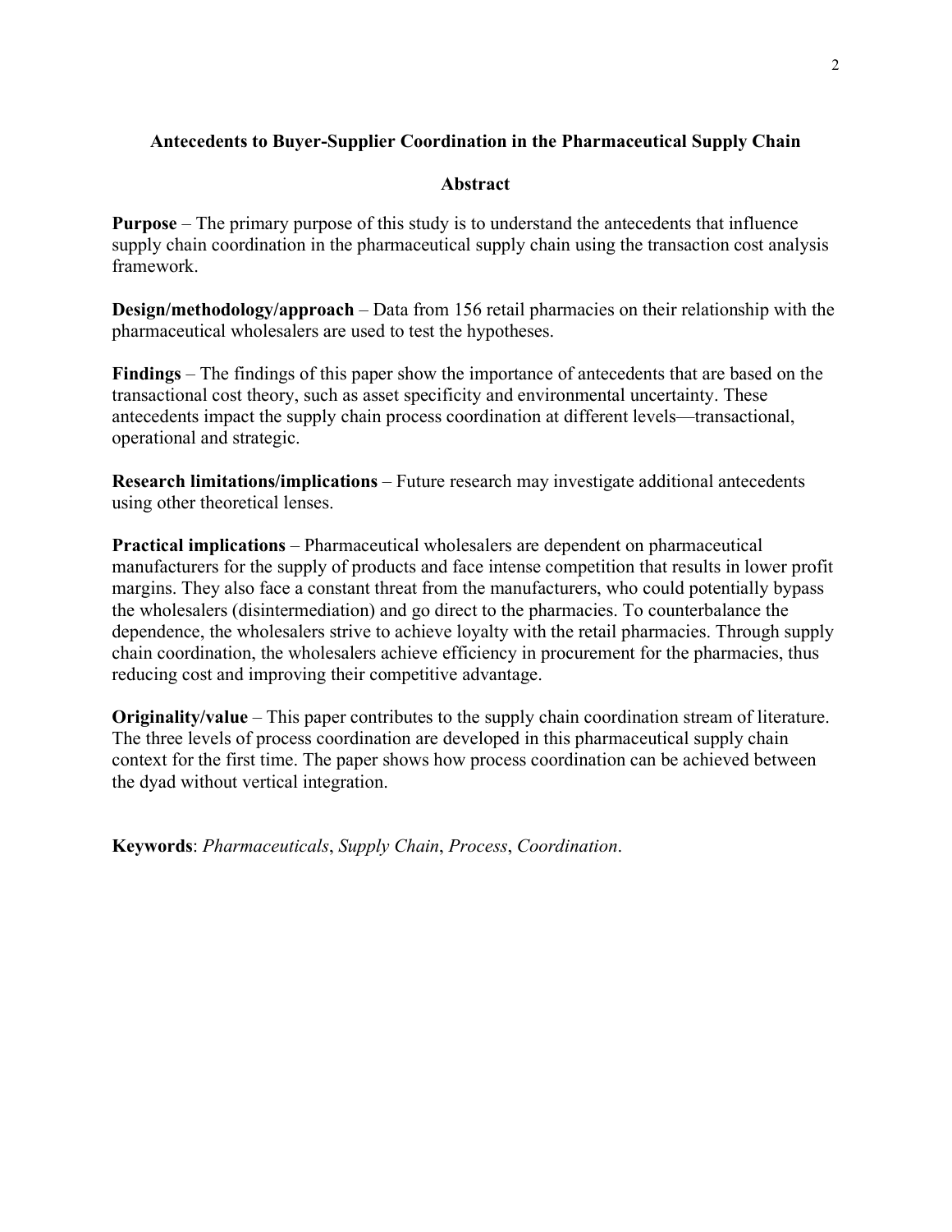**Antecedents to Buyer-Supplier Coordination in the Pharmaceutical Supply Chain**

**Abstract**

**Purpose** – The primary purpose of this study is to understand the antecedents that influence supply chain coordination in the pharmaceutical supply chain using the transaction cost analysis framework.

**Design/methodology/approach** – Data from 156 retail pharmacies on their relationship with the pharmaceutical wholesalers are used to test the hypotheses.

**Findings** – The findings of this paper show the importance of antecedents that are based on the transactional cost theory, such as asset specificity and environmental uncertainty. These antecedents impact the supply chain process coordination at different levels—transactional, operational and strategic.

**Research limitations/implications** – Future research may investigate additional antecedents using other theoretical lenses.

**Practical implications** – Pharmaceutical wholesalers are dependent on pharmaceutical manufacturers for the supply of products and face intense competition that results in lower profit margins. They also face a constant threat from the manufacturers, who could potentially bypass the wholesalers (disintermediation) and go direct to the pharmacies. To counterbalance the dependence, the wholesalers strive to achieve loyalty with the retail pharmacies. Through supply chain coordination, the wholesalers achieve efficiency in procurement for the pharmacies, thus reducing cost and improving their competitive advantage.

**Originality/value** – This paper contributes to the supply chain coordination stream of literature. The three levels of process coordination are developed in this pharmaceutical supply chain context for the first time. The paper shows how process coordination can be achieved between the dyad without vertical integration.

**Keywords**: *Pharmaceuticals*, *Supply Chain*, *Process*, *Coordination*.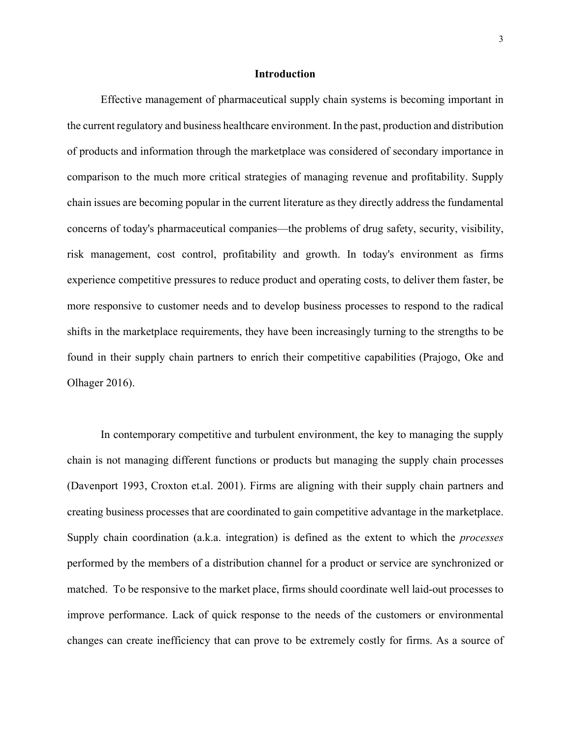# Introduction

Effective management of pharmaceutical supply chain systems is becoming important in the current regulatory and business healthcare environment. In the past, production and distribution of products and information through the marketplace was considered of secondary importance in comparison to the much more critical strategies of managing revenue and profitability. Supply chain issues are becoming popular in the current literature as they directly address the fundamental concerns of today's pharmaceutical companies—the problems of drug safety, security, visibility, risk management, cost control, profitability and growth. In today's environment as firms experience competitive pressures to reduce product and operating costs, to deliver them faster, be more responsive to customer needs and to develop business processes to respond to the radical shifts in the marketplace requirements, they have been increasingly turning to the strengths to be found in their supply chain partners to enrich their competitive capabilities (Prajogo, Oke and Olhager 2016).

In contemporary competitive and turbulent environment, the key to managing the supply chain is not managing different functions or products but managing the supply chain processes (Davenport 1993, Croxton et.al. 2001). Firms are aligning with their supply chain partners and creating business processes that are coordinated to gain competitive advantage in the marketplace. Supply chain coordination (a.k.a. integration) is defined as the extent to which the *processes* performed by the members of a distribution channel for a product or service are synchronized or matched. To be responsive to the market place, firms should coordinate well laid-out processes to improve performance. Lack of quick response to the needs of the customers or environmental changes can create inefficiency that can prove to be extremely costly for firms. As a source of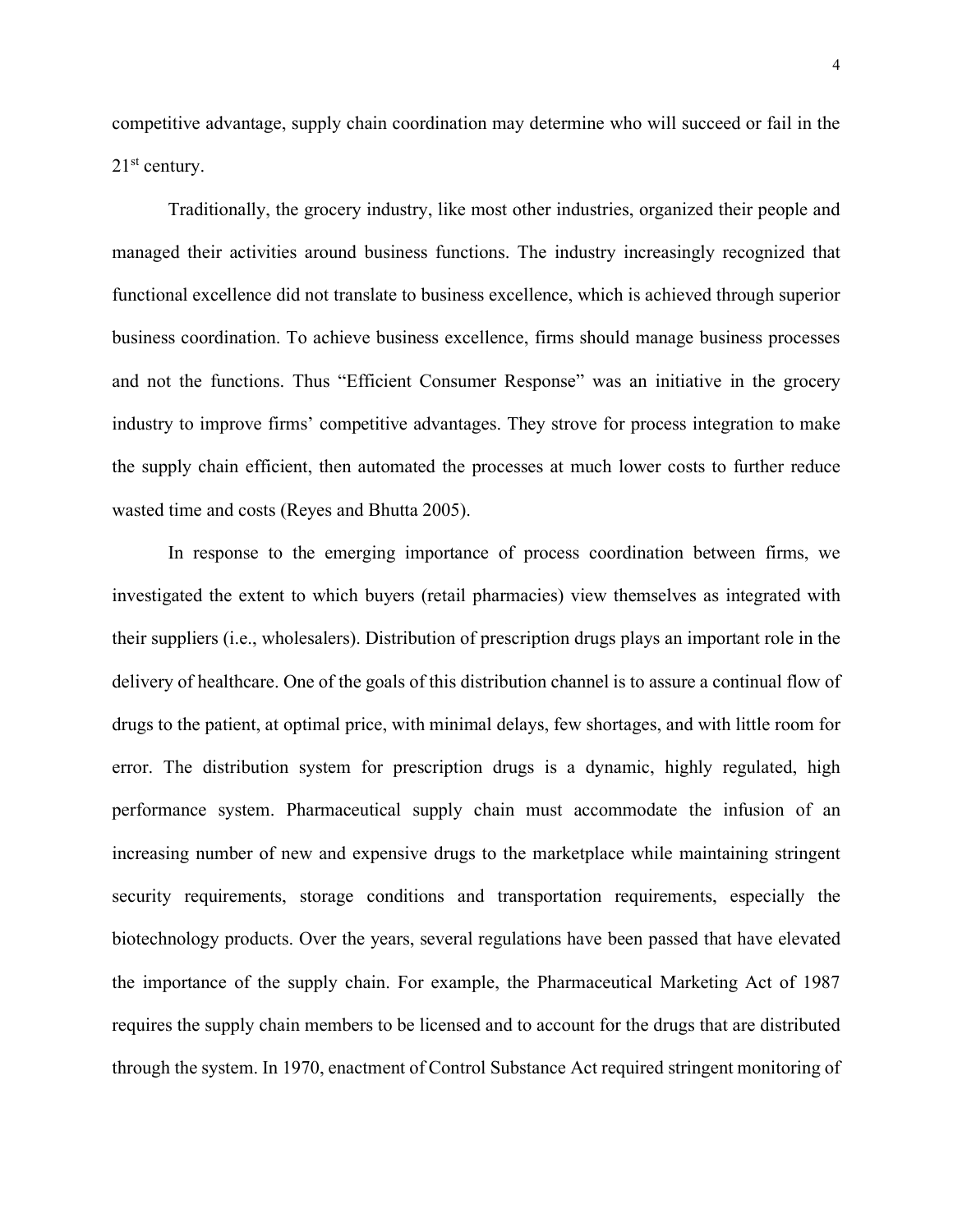competitive advantage, supply chain coordination may determine who will succeed or fail in the 21st century.

Traditionally, the grocery industry, like most other industries, organized their people and managed their activities around business functions. The industry increasingly recognized that functional excellence did not translate to business excellence, which is achieved through superior business coordination. To achieve business excellence, firms should manage business processes and not the functions. Thus "Efficient Consumer Response" was an initiative in the grocery industry to improve firms' competitive advantages. They strove for process integration to make the supply chain efficient, then automated the processes at much lower costs to further reduce wasted time and costs (Reyes and Bhutta 2005).

In response to the emerging importance of process coordination between firms, we investigated the extent to which buyers (retail pharmacies) view themselves as integrated with their suppliers (i.e., wholesalers). Distribution of prescription drugs plays an important role in the delivery of healthcare. One of the goals of this distribution channel is to assure a continual flow of drugs to the patient, at optimal price, with minimal delays, few shortages, and with little room for error. The distribution system for prescription drugs is a dynamic, highly regulated, high performance system. Pharmaceutical supply chain must accommodate the infusion of an increasing number of new and expensive drugs to the marketplace while maintaining stringent security requirements, storage conditions and transportation requirements, especially the biotechnology products. Over the years, several regulations have been passed that have elevated the importance of the supply chain. For example, the Pharmaceutical Marketing Act of 1987 requires the supply chain members to be licensed and to account for the drugs that are distributed through the system. In 1970, enactment of Control Substance Act required stringent monitoring of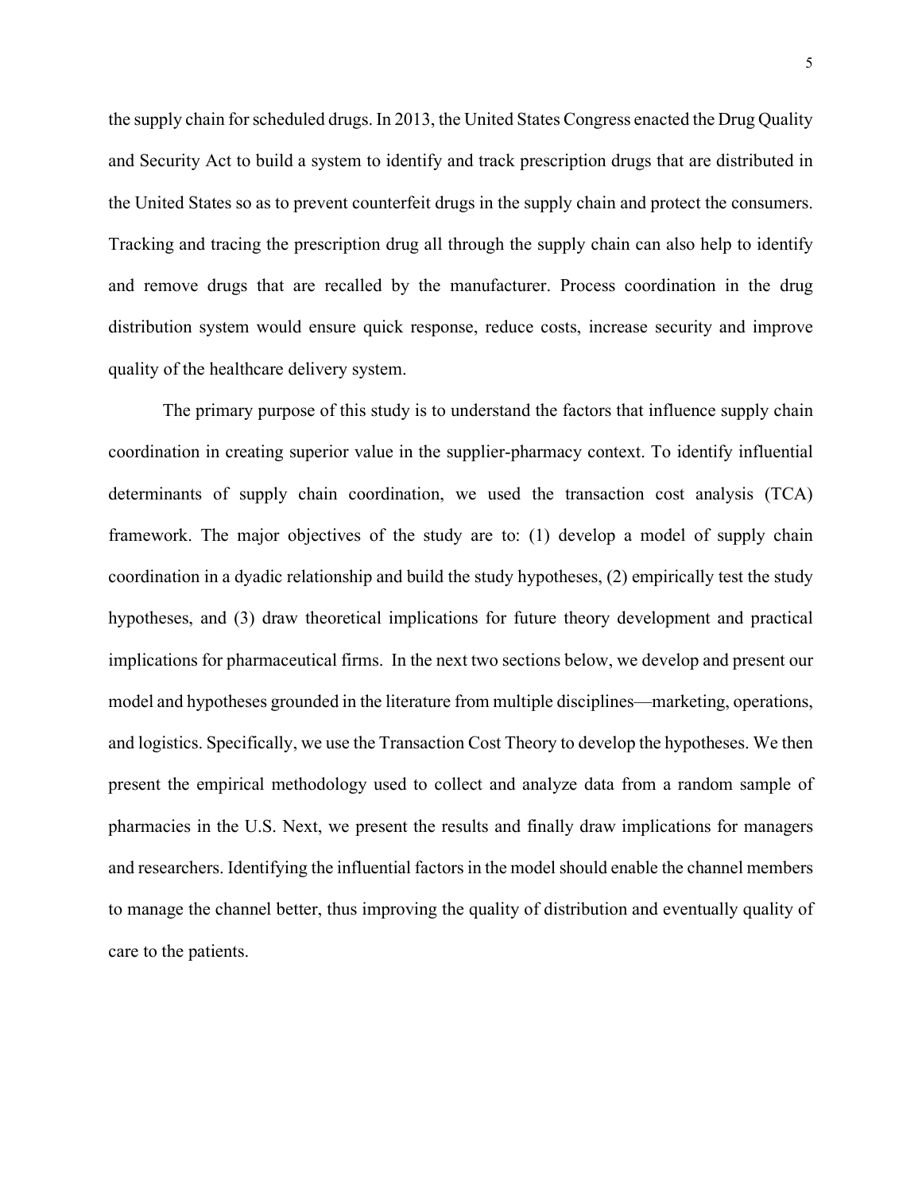the supply chain for scheduled drugs. In 2013, the United States Congress enacted the Drug Quality and Security Act to build a system to identify and track prescription drugs that are distributed in the United States so as to prevent counterfeit drugs in the supply chain and protect the consumers. Tracking and tracing the prescription drug all through the supply chain can also help to identify and remove drugs that are recalled by the manufacturer. Process coordination in the drug distribution system would ensure quick response, reduce costs, increase security and improve quality of the healthcare delivery system.

The primary purpose of this study is to understand the factors that influence supply chain coordination in creating superior value in the supplier-pharmacy context. To identify influential determinants of supply chain coordination, we used the transaction cost analysis (TCA) framework. The major objectives of the study are to: (1) develop a model of supply chain coordination in a dyadic relationship and build the study hypotheses, (2) empirically test the study hypotheses, and (3) draw theoretical implications for future theory development and practical implications for pharmaceutical firms. In the next two sections below, we develop and present our model and hypotheses grounded in the literature from multiple disciplines—marketing, operations, and logistics. Specifically, we use the Transaction Cost Theory to develop the hypotheses. We then present the empirical methodology used to collect and analyze data from a random sample of pharmacies in the U.S. Next, we present the results and finally draw implications for managers and researchers. Identifying the influential factors in the model should enable the channel members to manage the channel better, thus improving the quality of distribution and eventually quality of care to the patients.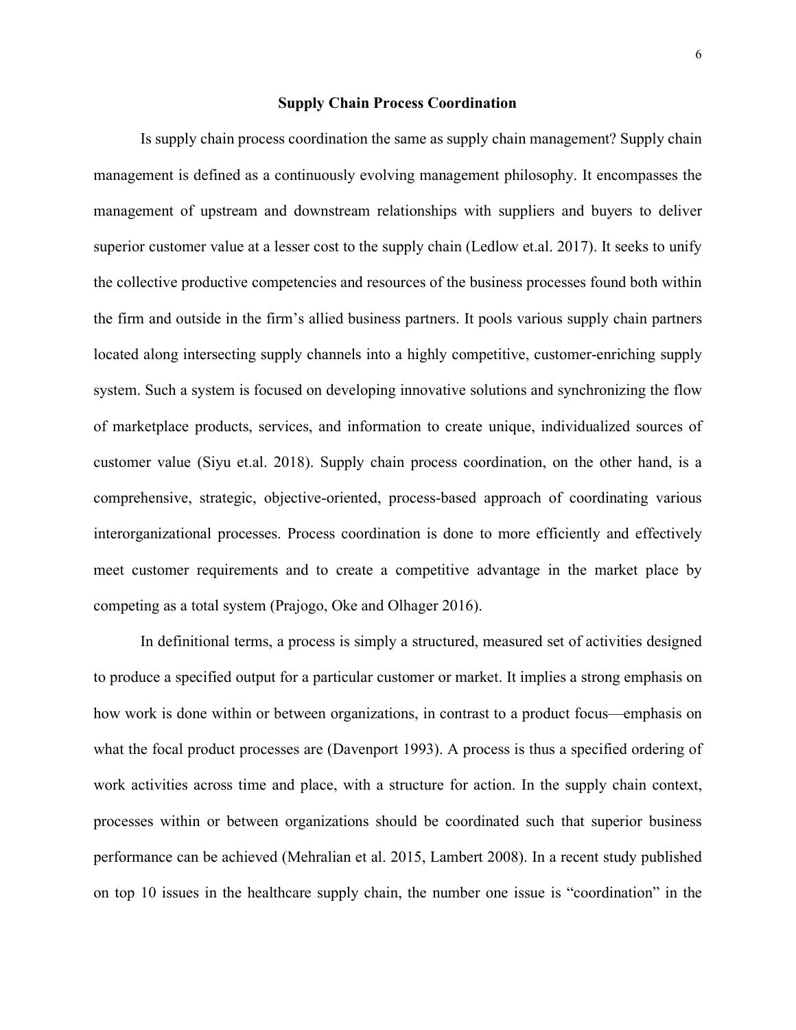## Supply Chain Process Coordination

Is supply chain process coordination the same as supply chain management? Supply chain management is defined as a continuously evolving management philosophy. It encompasses the management of upstream and downstream relationships with suppliers and buyers to deliver superior customer value at a lesser cost to the supply chain (Ledlow et.al. 2017). It seeks to unify the collective productive competencies and resources of the business processes found both within the firm and outside in the firm's allied business partners. It pools various supply chain partners located along intersecting supply channels into a highly competitive, customer-enriching supply system. Such a system is focused on developing innovative solutions and synchronizing the flow of marketplace products, services, and information to create unique, individualized sources of customer value (Siyu et.al. 2018). Supply chain process coordination, on the other hand, is a comprehensive, strategic, objective-oriented, process-based approach of coordinating various interorganizational processes. Process coordination is done to more efficiently and effectively meet customer requirements and to create a competitive advantage in the market place by competing as a total system (Prajogo, Oke and Olhager 2016).

In definitional terms, a process is simply a structured, measured set of activities designed to produce a specified output for a particular customer or market. It implies a strong emphasis on how work is done within or between organizations, in contrast to a product focus—emphasis on what the focal product processes are (Davenport 1993). A process is thus a specified ordering of work activities across time and place, with a structure for action. In the supply chain context, processes within or between organizations should be coordinated such that superior business performance can be achieved (Mehralian et al. 2015, Lambert 2008). In a recent study published on top 10 issues in the healthcare supply chain, the number one issue is "coordination" in the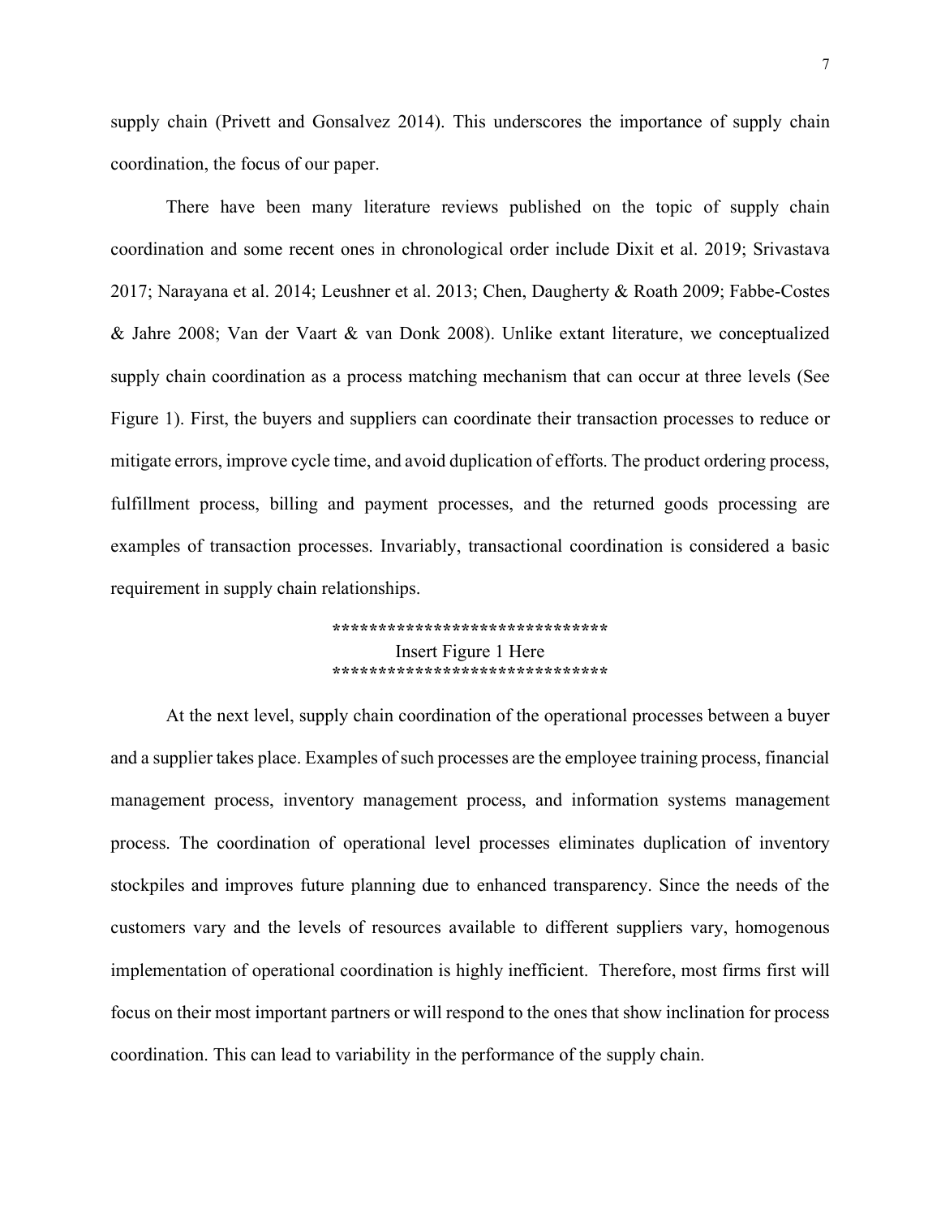supply chain (Privett and Gonsalvez 2014). This underscores the importance of supply chain coordination, the focus of our paper.

There have been many literature reviews published on the topic of supply chain coordination and some recent ones in chronological order include Dixit et al. 2019; Srivastava 2017; Narayana et al. 2014; Leushner et al. 2013; Chen, Daugherty & Roath 2009; Fabbe-Costes & Jahre 2008; Van der Vaart & van Donk 2008). Unlike extant literature, we conceptualized supply chain coordination as a process matching mechanism that can occur at three levels (See Figure 1). First, the buyers and suppliers can coordinate their transaction processes to reduce or mitigate errors, improve cycle time, and avoid duplication of efforts. The product ordering process, fulfillment process, billing and payment processes, and the returned goods processing are examples of transaction processes. Invariably, transactional coordination is considered a basic requirement in supply chain relationships.

******************************
Insert Figure 1 Here
******************************

At the next level, supply chain coordination of the operational processes between a buyer and a supplier takes place. Examples of such processes are the employee training process, financial management process, inventory management process, and information systems management process. The coordination of operational level processes eliminates duplication of inventory stockpiles and improves future planning due to enhanced transparency. Since the needs of the customers vary and the levels of resources available to different suppliers vary, homogenous implementation of operational coordination is highly inefficient. Therefore, most firms first will focus on their most important partners or will respond to the ones that show inclination for process coordination. This can lead to variability in the performance of the supply chain.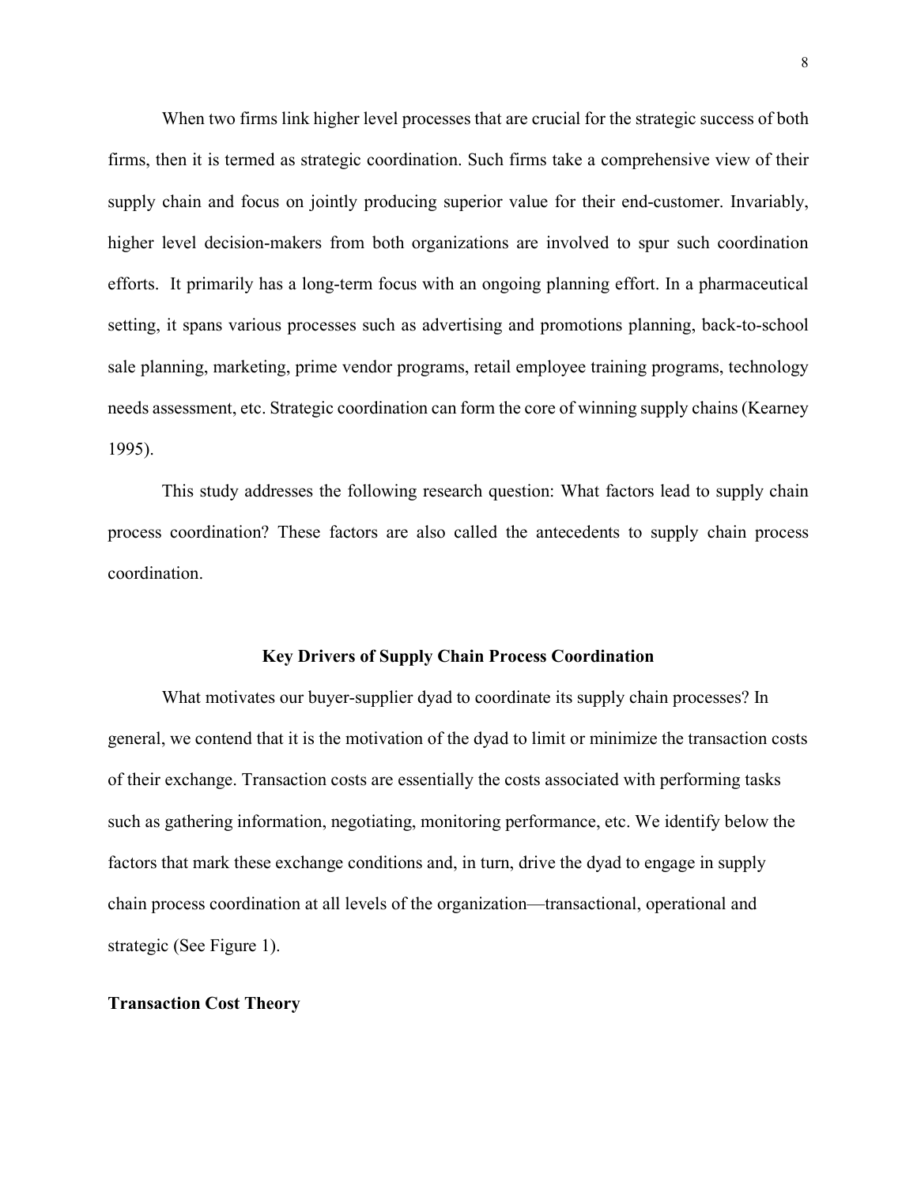When two firms link higher level processes that are crucial for the strategic success of both firms, then it is termed as strategic coordination. Such firms take a comprehensive view of their supply chain and focus on jointly producing superior value for their end-customer. Invariably, higher level decision-makers from both organizations are involved to spur such coordination efforts. It primarily has a long-term focus with an ongoing planning effort. In a pharmaceutical setting, it spans various processes such as advertising and promotions planning, back-to-school sale planning, marketing, prime vendor programs, retail employee training programs, technology needs assessment, etc. Strategic coordination can form the core of winning supply chains (Kearney 1995).

This study addresses the following research question: What factors lead to supply chain process coordination? These factors are also called the antecedents to supply chain process coordination.

## Key Drivers of Supply Chain Process Coordination

What motivates our buyer-supplier dyad to coordinate its supply chain processes? In general, we contend that it is the motivation of the dyad to limit or minimize the transaction costs of their exchange. Transaction costs are essentially the costs associated with performing tasks such as gathering information, negotiating, monitoring performance, etc. We identify below the factors that mark these exchange conditions and, in turn, drive the dyad to engage in supply chain process coordination at all levels of the organization—transactional, operational and strategic (See Figure 1).

### Transaction Cost Theory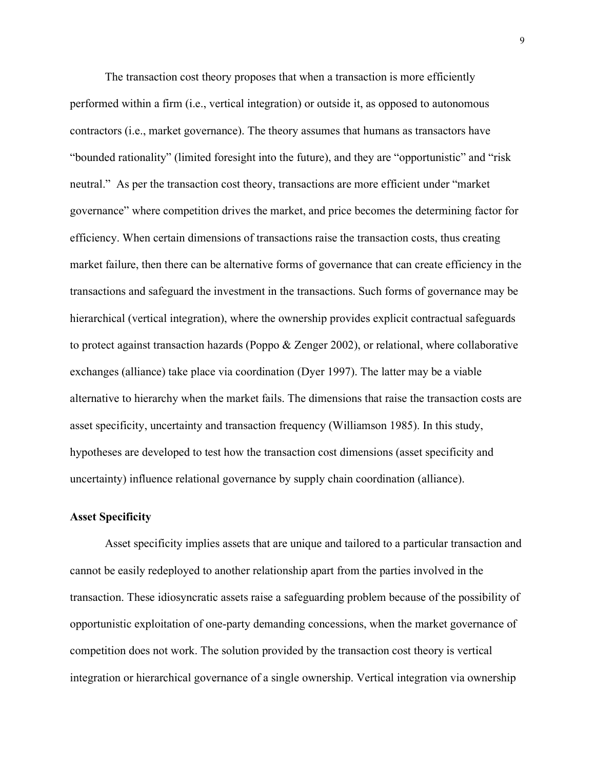The transaction cost theory proposes that when a transaction is more efficiently performed within a firm (i.e., vertical integration) or outside it, as opposed to autonomous contractors (i.e., market governance). The theory assumes that humans as transactors have "bounded rationality" (limited foresight into the future), and they are "opportunistic" and "risk neutral." As per the transaction cost theory, transactions are more efficient under "market governance" where competition drives the market, and price becomes the determining factor for efficiency. When certain dimensions of transactions raise the transaction costs, thus creating market failure, then there can be alternative forms of governance that can create efficiency in the transactions and safeguard the investment in the transactions. Such forms of governance may be hierarchical (vertical integration), where the ownership provides explicit contractual safeguards to protect against transaction hazards (Poppo & Zenger 2002), or relational, where collaborative exchanges (alliance) take place via coordination (Dyer 1997). The latter may be a viable alternative to hierarchy when the market fails. The dimensions that raise the transaction costs are asset specificity, uncertainty and transaction frequency (Williamson 1985). In this study, hypotheses are developed to test how the transaction cost dimensions (asset specificity and uncertainty) influence relational governance by supply chain coordination (alliance).

**Asset Specificity**

Asset specificity implies assets that are unique and tailored to a particular transaction and cannot be easily redeployed to another relationship apart from the parties involved in the transaction. These idiosyncratic assets raise a safeguarding problem because of the possibility of opportunistic exploitation of one-party demanding concessions, when the market governance of competition does not work. The solution provided by the transaction cost theory is vertical integration or hierarchical governance of a single ownership. Vertical integration via ownership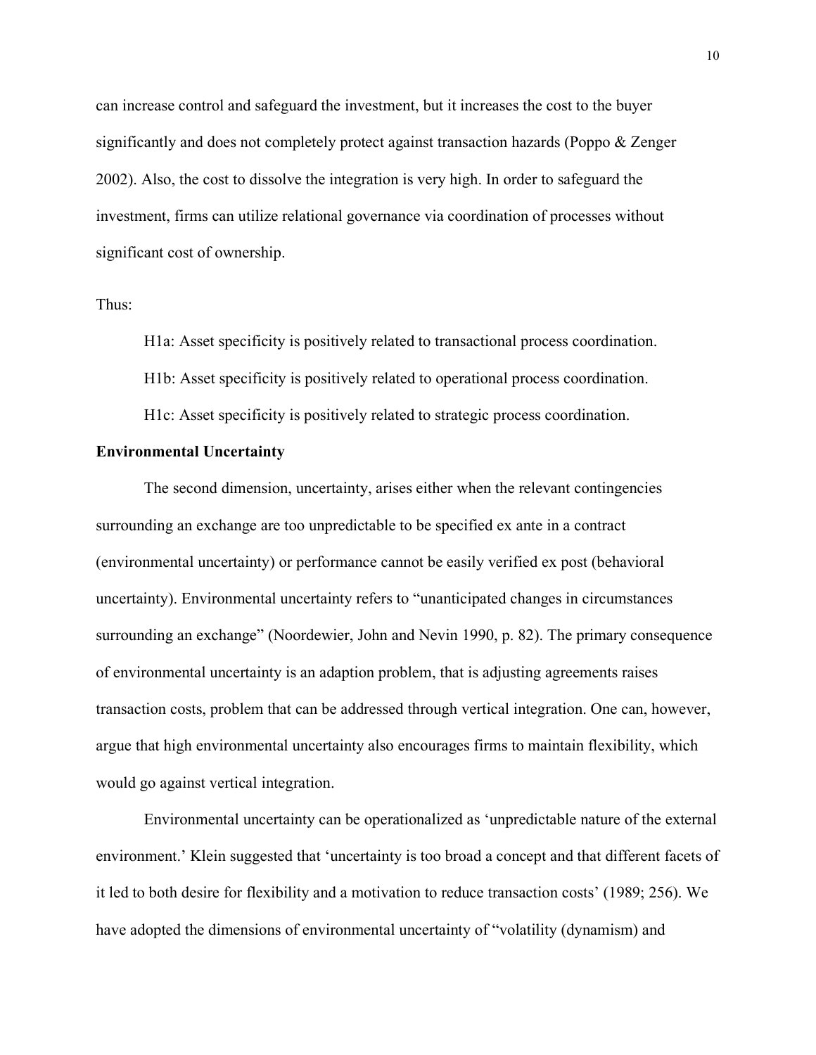can increase control and safeguard the investment, but it increases the cost to the buyer significantly and does not completely protect against transaction hazards (Poppo & Zenger 2002). Also, the cost to dissolve the integration is very high. In order to safeguard the investment, firms can utilize relational governance via coordination of processes without significant cost of ownership.

Thus:

H1a: Asset specificity is positively related to transactional process coordination.

H1b: Asset specificity is positively related to operational process coordination.

H1c: Asset specificity is positively related to strategic process coordination.

**Environmental Uncertainty**

The second dimension, uncertainty, arises either when the relevant contingencies surrounding an exchange are too unpredictable to be specified ex ante in a contract (environmental uncertainty) or performance cannot be easily verified ex post (behavioral uncertainty). Environmental uncertainty refers to "unanticipated changes in circumstances surrounding an exchange" (Noordewier, John and Nevin 1990, p. 82). The primary consequence of environmental uncertainty is an adaption problem, that is adjusting agreements raises transaction costs, problem that can be addressed through vertical integration. One can, however, argue that high environmental uncertainty also encourages firms to maintain flexibility, which would go against vertical integration.

Environmental uncertainty can be operationalized as 'unpredictable nature of the external environment.' Klein suggested that 'uncertainty is too broad a concept and that different facets of it led to both desire for flexibility and a motivation to reduce transaction costs' (1989; 256). We have adopted the dimensions of environmental uncertainty of "volatility (dynamism) and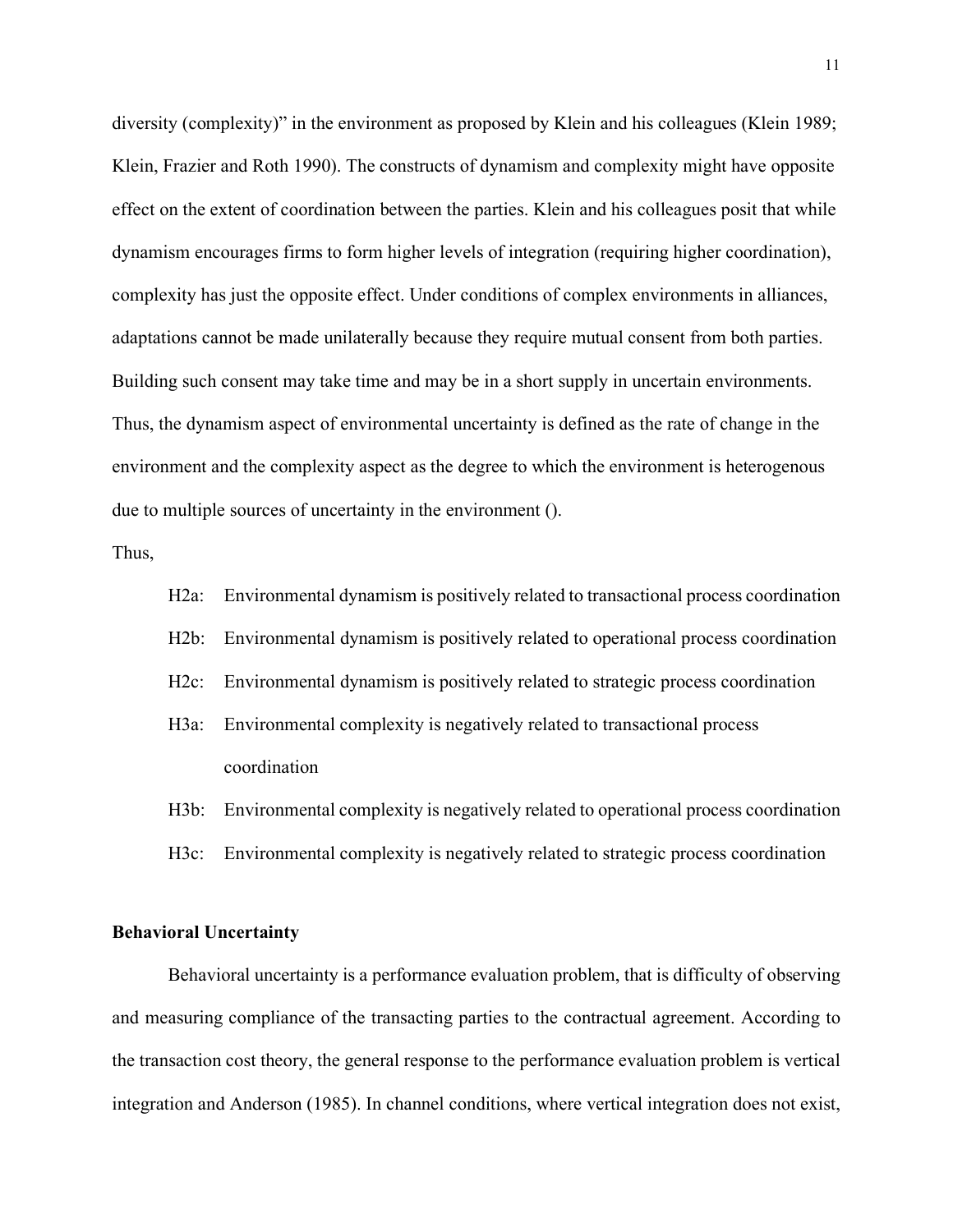diversity (complexity)" in the environment as proposed by Klein and his colleagues (Klein 1989; Klein, Frazier and Roth 1990). The constructs of dynamism and complexity might have opposite effect on the extent of coordination between the parties. Klein and his colleagues posit that while dynamism encourages firms to form higher levels of integration (requiring higher coordination), complexity has just the opposite effect. Under conditions of complex environments in alliances, adaptations cannot be made unilaterally because they require mutual consent from both parties. Building such consent may take time and may be in a short supply in uncertain environments. Thus, the dynamism aspect of environmental uncertainty is defined as the rate of change in the environment and the complexity aspect as the degree to which the environment is heterogenous due to multiple sources of uncertainty in the environment ().

Thus,

- H2a: Environmental dynamism is positively related to transactional process coordination
- H2b: Environmental dynamism is positively related to operational process coordination
- H2c: Environmental dynamism is positively related to strategic process coordination
- H3a: Environmental complexity is negatively related to transactional process coordination
- H3b: Environmental complexity is negatively related to operational process coordination
- H3c: Environmental complexity is negatively related to strategic process coordination

**Behavioral Uncertainty**

Behavioral uncertainty is a performance evaluation problem, that is difficulty of observing and measuring compliance of the transacting parties to the contractual agreement. According to the transaction cost theory, the general response to the performance evaluation problem is vertical integration and Anderson (1985). In channel conditions, where vertical integration does not exist,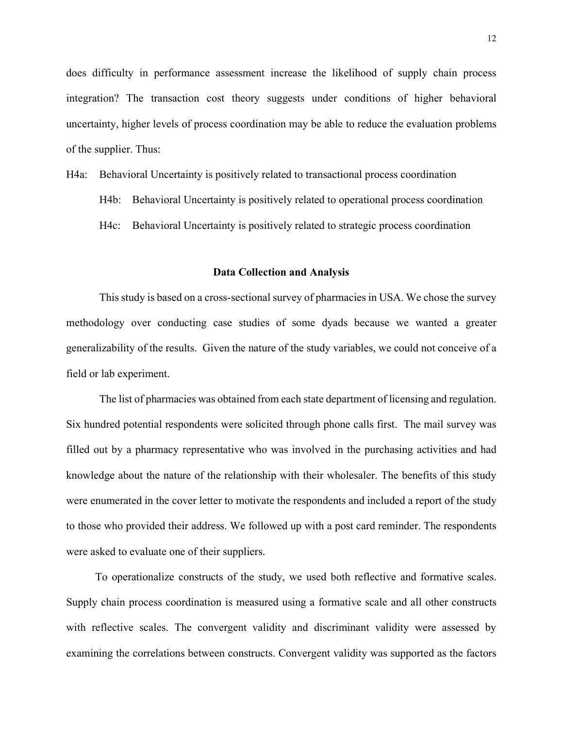does difficulty in performance assessment increase the likelihood of supply chain process integration? The transaction cost theory suggests under conditions of higher behavioral uncertainty, higher levels of process coordination may be able to reduce the evaluation problems of the supplier. Thus:

H4a: Behavioral Uncertainty is positively related to transactional process coordination

H4b: Behavioral Uncertainty is positively related to operational process coordination

H4c: Behavioral Uncertainty is positively related to strategic process coordination

## Data Collection and Analysis

This study is based on a cross-sectional survey of pharmacies in USA. We chose the survey methodology over conducting case studies of some dyads because we wanted a greater generalizability of the results. Given the nature of the study variables, we could not conceive of a field or lab experiment.

The list of pharmacies was obtained from each state department of licensing and regulation. Six hundred potential respondents were solicited through phone calls first. The mail survey was filled out by a pharmacy representative who was involved in the purchasing activities and had knowledge about the nature of the relationship with their wholesaler. The benefits of this study were enumerated in the cover letter to motivate the respondents and included a report of the study to those who provided their address. We followed up with a post card reminder. The respondents were asked to evaluate one of their suppliers.

To operationalize constructs of the study, we used both reflective and formative scales. Supply chain process coordination is measured using a formative scale and all other constructs with reflective scales. The convergent validity and discriminant validity were assessed by examining the correlations between constructs. Convergent validity was supported as the factors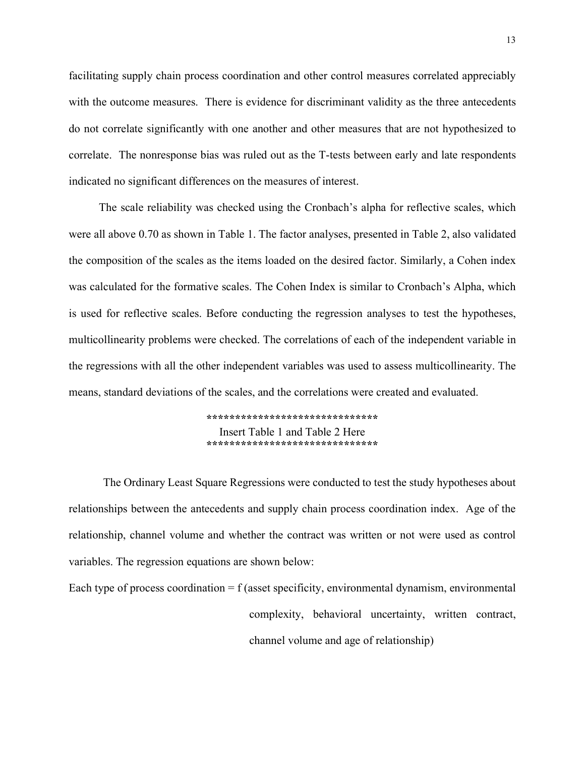facilitating supply chain process coordination and other control measures correlated appreciably with the outcome measures. There is evidence for discriminant validity as the three antecedents do not correlate significantly with one another and other measures that are not hypothesized to correlate. The nonresponse bias was ruled out as the T-tests between early and late respondents indicated no significant differences on the measures of interest.

The scale reliability was checked using the Cronbach's alpha for reflective scales, which were all above 0.70 as shown in Table 1. The factor analyses, presented in Table 2, also validated the composition of the scales as the items loaded on the desired factor. Similarly, a Cohen index was calculated for the formative scales. The Cohen Index is similar to Cronbach's Alpha, which is used for reflective scales. Before conducting the regression analyses to test the hypotheses, multicollinearity problems were checked. The correlations of each of the independent variable in the regressions with all the other independent variables was used to assess multicollinearity. The means, standard deviations of the scales, and the correlations were created and evaluated.

******************************
Insert Table 1 and Table 2 Here
******************************

The Ordinary Least Square Regressions were conducted to test the study hypotheses about relationships between the antecedents and supply chain process coordination index. Age of the relationship, channel volume and whether the contract was written or not were used as control variables. The regression equations are shown below:

Each type of process coordination = f (asset specificity, environmental dynamism, environmental complexity, behavioral uncertainty, written contract, channel volume and age of relationship)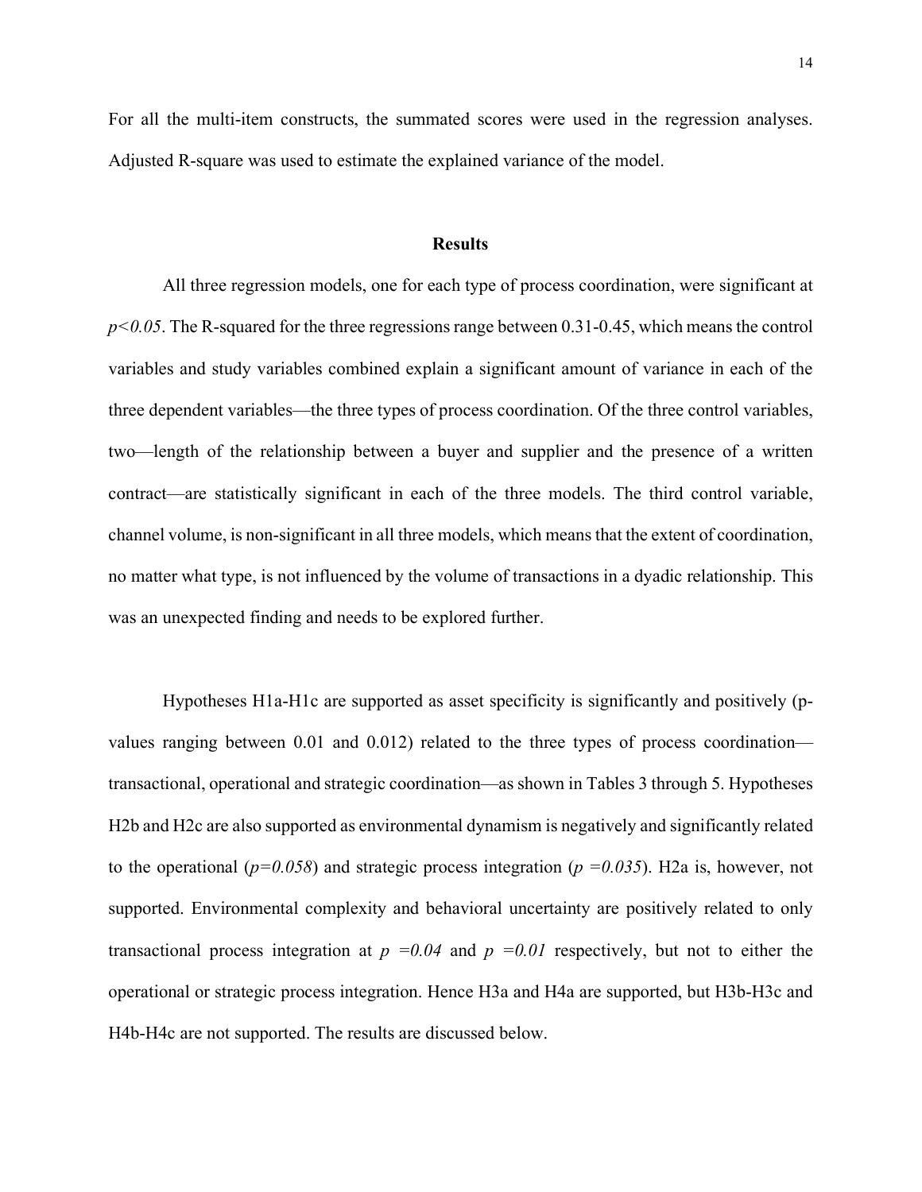For all the multi-item constructs, the summated scores were used in the regression analyses. Adjusted R-square was used to estimate the explained variance of the model.

## Results

All three regression models, one for each type of process coordination, were significant at $p<0.05$. The R-squared for the three regressions range between 0.31-0.45, which means the control variables and study variables combined explain a significant amount of variance in each of the three dependent variables—the three types of process coordination. Of the three control variables, two—length of the relationship between a buyer and supplier and the presence of a written contract—are statistically significant in each of the three models. The third control variable, channel volume, is non-significant in all three models, which means that the extent of coordination, no matter what type, is not influenced by the volume of transactions in a dyadic relationship. This was an unexpected finding and needs to be explored further.

Hypotheses H1a-H1c are supported as asset specificity is significantly and positively (p-values ranging between 0.01 and 0.012) related to the three types of process coordination—transactional, operational and strategic coordination—as shown in Tables 3 through 5. Hypotheses H2b and H2c are also supported as environmental dynamism is negatively and significantly related to the operational ($p=0.058$) and strategic process integration ($p=0.035$). H2a is, however, not supported. Environmental complexity and behavioral uncertainty are positively related to only transactional process integration at $p=0.04$ and $p=0.01$ respectively, but not to either the operational or strategic process integration. Hence H3a and H4a are supported, but H3b-H3c and H4b-H4c are not supported. The results are discussed below.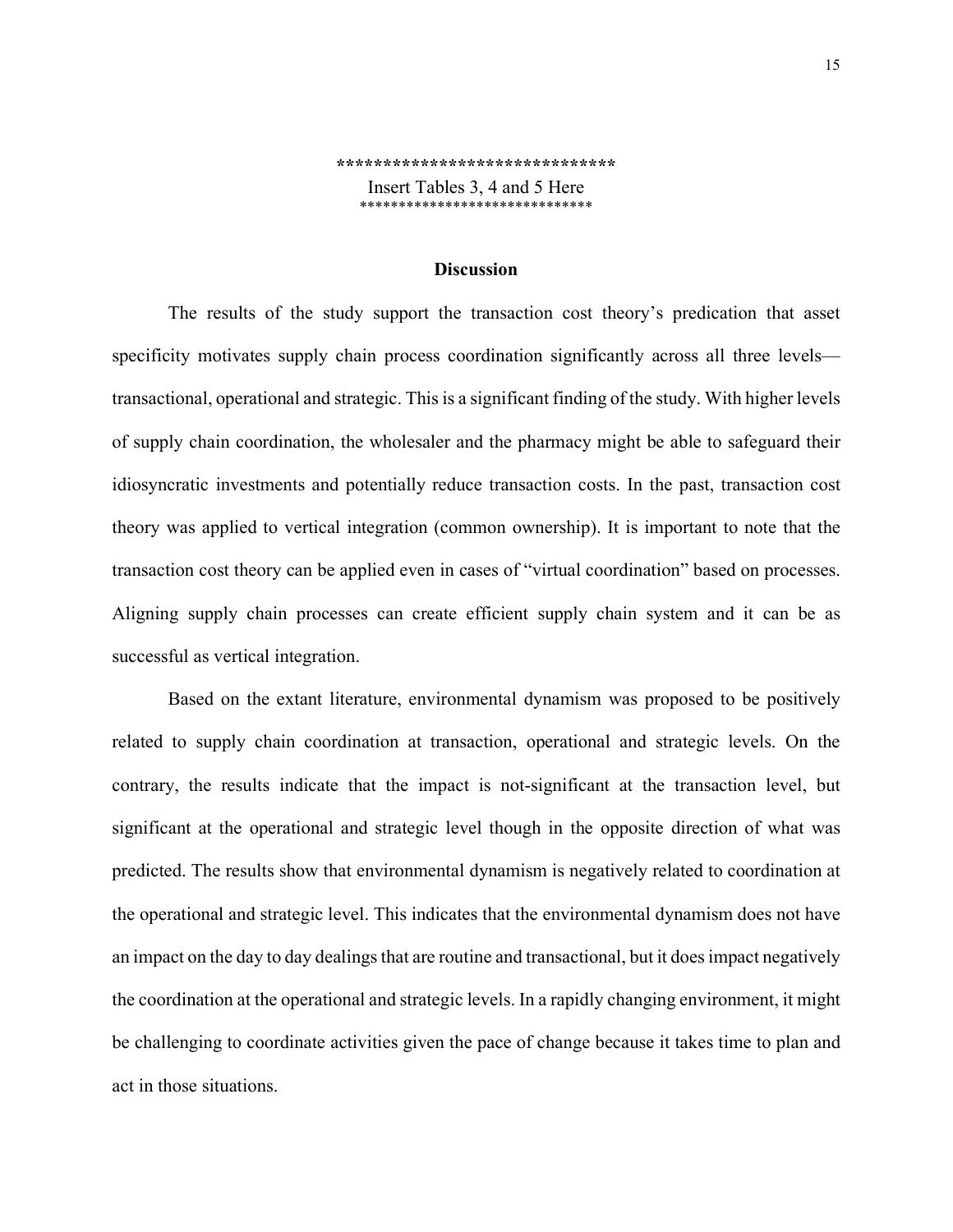*****************************

Insert Tables 3, 4 and 5 Here

*****************************

## Discussion

The results of the study support the transaction cost theory's predication that asset specificity motivates supply chain process coordination significantly across all three levels—transactional, operational and strategic. This is a significant finding of the study. With higher levels of supply chain coordination, the wholesaler and the pharmacy might be able to safeguard their idiosyncratic investments and potentially reduce transaction costs. In the past, transaction cost theory was applied to vertical integration (common ownership). It is important to note that the transaction cost theory can be applied even in cases of "virtual coordination" based on processes. Aligning supply chain processes can create efficient supply chain system and it can be as successful as vertical integration.

Based on the extant literature, environmental dynamism was proposed to be positively related to supply chain coordination at transaction, operational and strategic levels. On the contrary, the results indicate that the impact is not-significant at the transaction level, but significant at the operational and strategic level though in the opposite direction of what was predicted. The results show that environmental dynamism is negatively related to coordination at the operational and strategic level. This indicates that the environmental dynamism does not have an impact on the day to day dealings that are routine and transactional, but it does impact negatively the coordination at the operational and strategic levels. In a rapidly changing environment, it might be challenging to coordinate activities given the pace of change because it takes time to plan and act in those situations.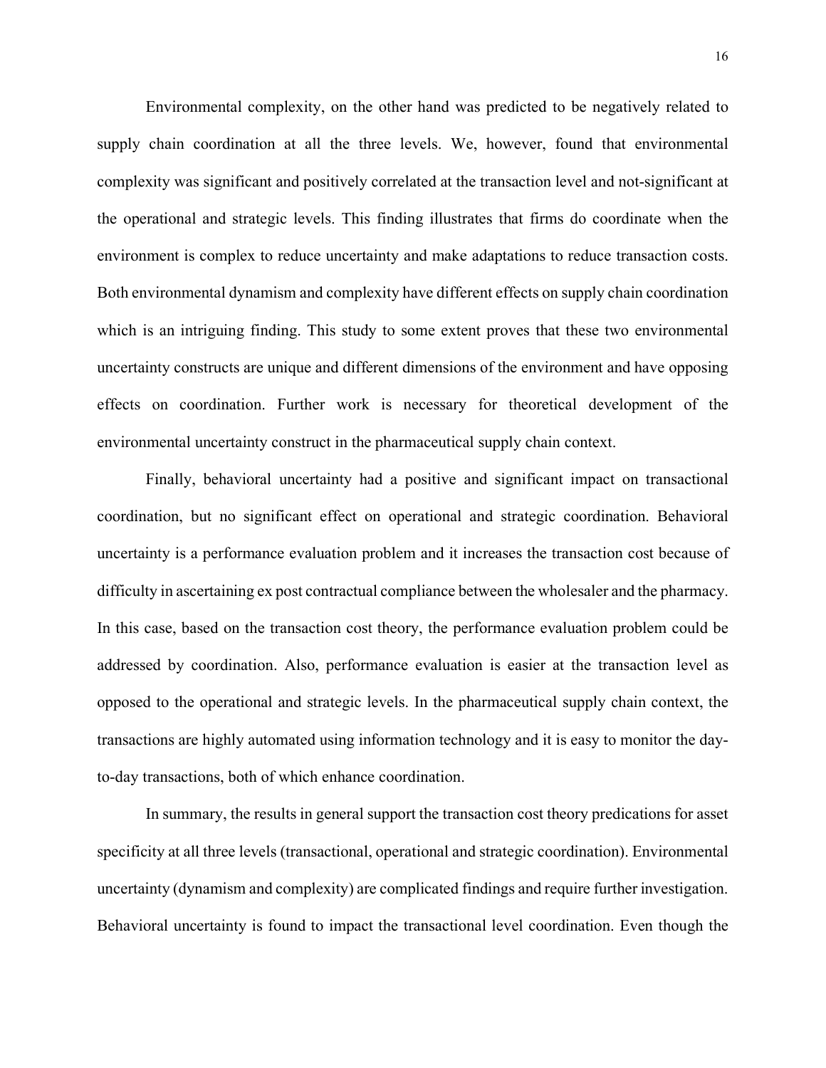Environmental complexity, on the other hand was predicted to be negatively related to supply chain coordination at all the three levels. We, however, found that environmental complexity was significant and positively correlated at the transaction level and not-significant at the operational and strategic levels. This finding illustrates that firms do coordinate when the environment is complex to reduce uncertainty and make adaptations to reduce transaction costs. Both environmental dynamism and complexity have different effects on supply chain coordination which is an intriguing finding. This study to some extent proves that these two environmental uncertainty constructs are unique and different dimensions of the environment and have opposing effects on coordination. Further work is necessary for theoretical development of the environmental uncertainty construct in the pharmaceutical supply chain context.

Finally, behavioral uncertainty had a positive and significant impact on transactional coordination, but no significant effect on operational and strategic coordination. Behavioral uncertainty is a performance evaluation problem and it increases the transaction cost because of difficulty in ascertaining ex post contractual compliance between the wholesaler and the pharmacy. In this case, based on the transaction cost theory, the performance evaluation problem could be addressed by coordination. Also, performance evaluation is easier at the transaction level as opposed to the operational and strategic levels. In the pharmaceutical supply chain context, the transactions are highly automated using information technology and it is easy to monitor the day-to-day transactions, both of which enhance coordination.

In summary, the results in general support the transaction cost theory predications for asset specificity at all three levels (transactional, operational and strategic coordination). Environmental uncertainty (dynamism and complexity) are complicated findings and require further investigation. Behavioral uncertainty is found to impact the transactional level coordination. Even though the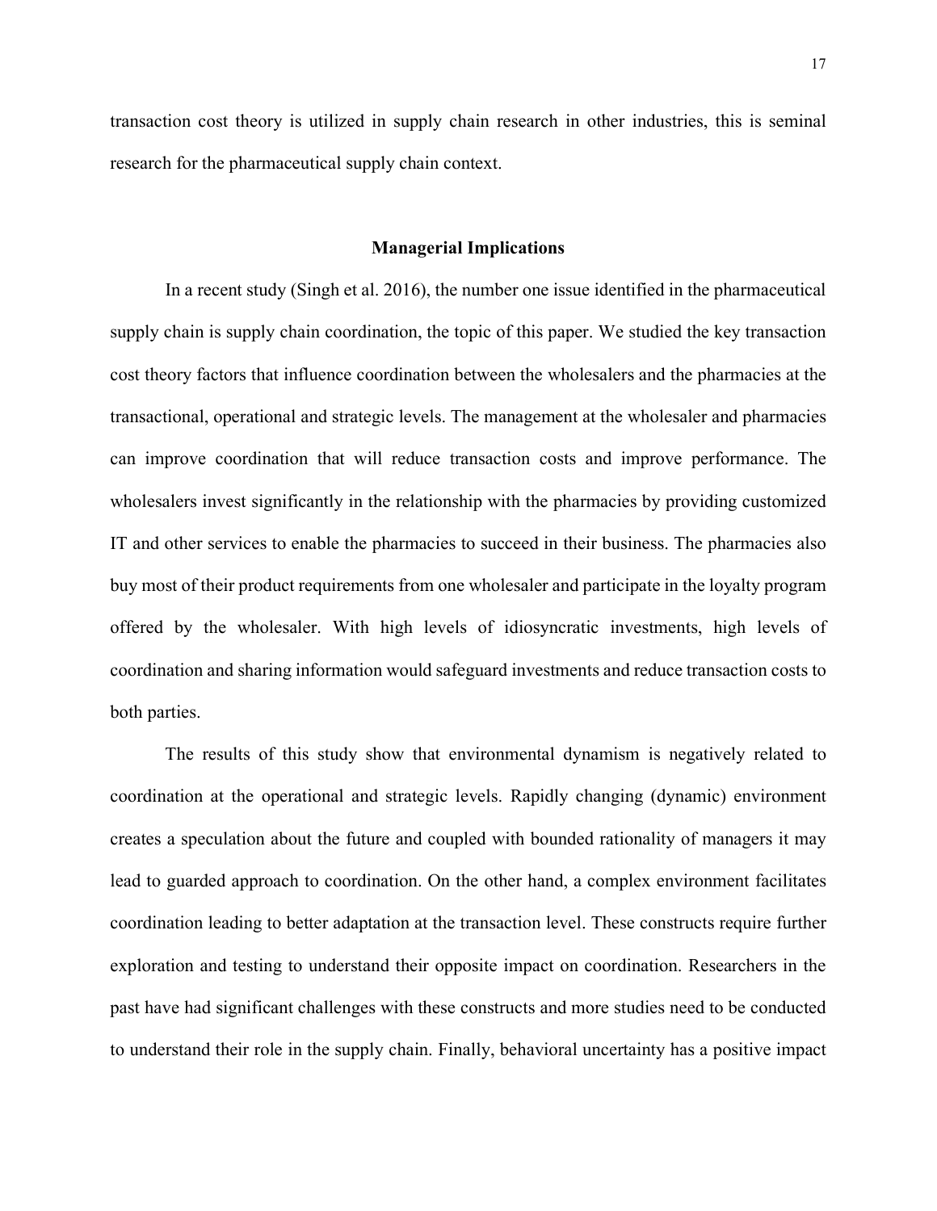transaction cost theory is utilized in supply chain research in other industries, this is seminal research for the pharmaceutical supply chain context.

## Managerial Implications

In a recent study (Singh et al. 2016), the number one issue identified in the pharmaceutical supply chain is supply chain coordination, the topic of this paper. We studied the key transaction cost theory factors that influence coordination between the wholesalers and the pharmacies at the transactional, operational and strategic levels. The management at the wholesaler and pharmacies can improve coordination that will reduce transaction costs and improve performance. The wholesalers invest significantly in the relationship with the pharmacies by providing customized IT and other services to enable the pharmacies to succeed in their business. The pharmacies also buy most of their product requirements from one wholesaler and participate in the loyalty program offered by the wholesaler. With high levels of idiosyncratic investments, high levels of coordination and sharing information would safeguard investments and reduce transaction costs to both parties.

The results of this study show that environmental dynamism is negatively related to coordination at the operational and strategic levels. Rapidly changing (dynamic) environment creates a speculation about the future and coupled with bounded rationality of managers it may lead to guarded approach to coordination. On the other hand, a complex environment facilitates coordination leading to better adaptation at the transaction level. These constructs require further exploration and testing to understand their opposite impact on coordination. Researchers in the past have had significant challenges with these constructs and more studies need to be conducted to understand their role in the supply chain. Finally, behavioral uncertainty has a positive impact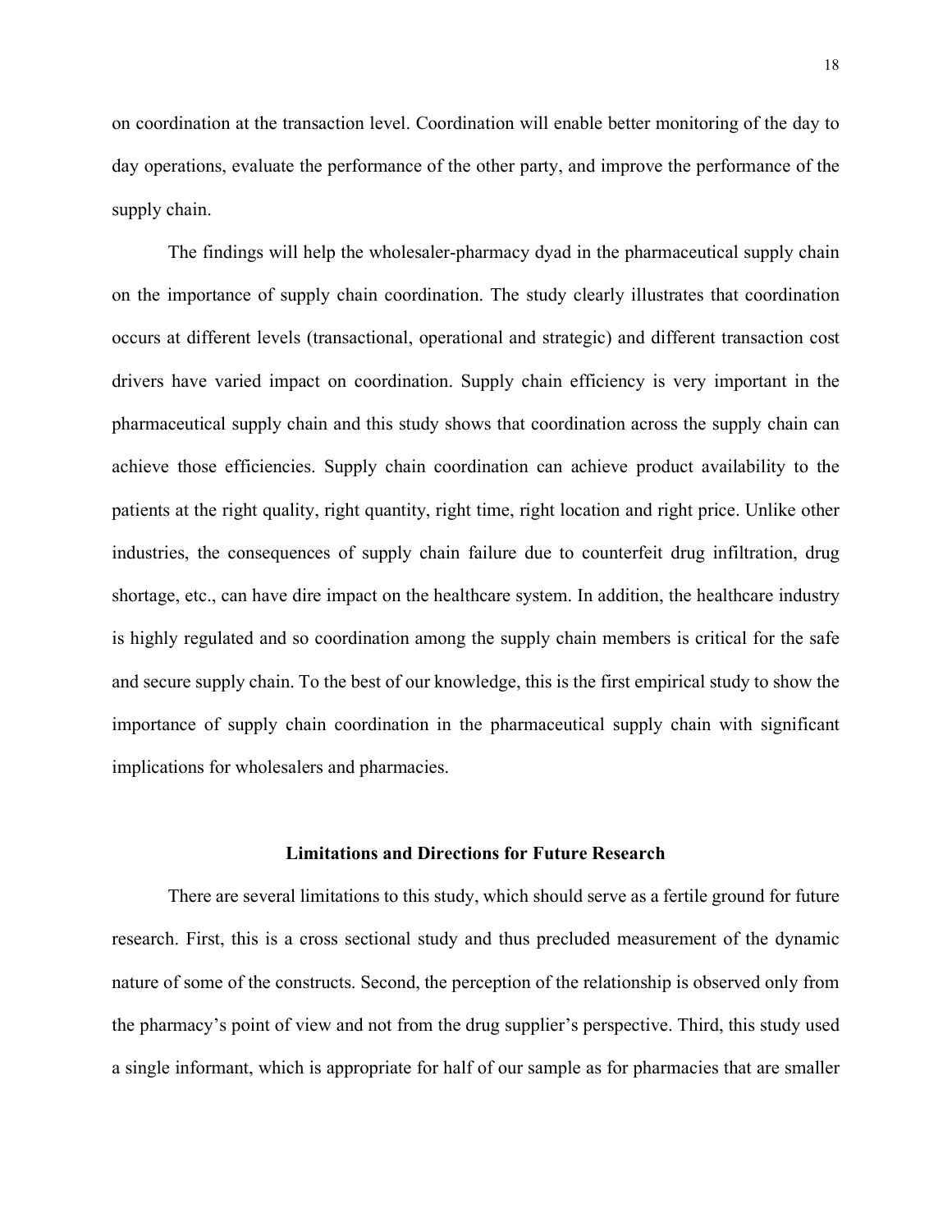on coordination at the transaction level. Coordination will enable better monitoring of the day to day operations, evaluate the performance of the other party, and improve the performance of the supply chain.

The findings will help the wholesaler-pharmacy dyad in the pharmaceutical supply chain on the importance of supply chain coordination. The study clearly illustrates that coordination occurs at different levels (transactional, operational and strategic) and different transaction cost drivers have varied impact on coordination. Supply chain efficiency is very important in the pharmaceutical supply chain and this study shows that coordination across the supply chain can achieve those efficiencies. Supply chain coordination can achieve product availability to the patients at the right quality, right quantity, right time, right location and right price. Unlike other industries, the consequences of supply chain failure due to counterfeit drug infiltration, drug shortage, etc., can have dire impact on the healthcare system. In addition, the healthcare industry is highly regulated and so coordination among the supply chain members is critical for the safe and secure supply chain. To the best of our knowledge, this is the first empirical study to show the importance of supply chain coordination in the pharmaceutical supply chain with significant implications for wholesalers and pharmacies.

## Limitations and Directions for Future Research

There are several limitations to this study, which should serve as a fertile ground for future research. First, this is a cross sectional study and thus precluded measurement of the dynamic nature of some of the constructs. Second, the perception of the relationship is observed only from the pharmacy's point of view and not from the drug supplier's perspective. Third, this study used a single informant, which is appropriate for half of our sample as for pharmacies that are smaller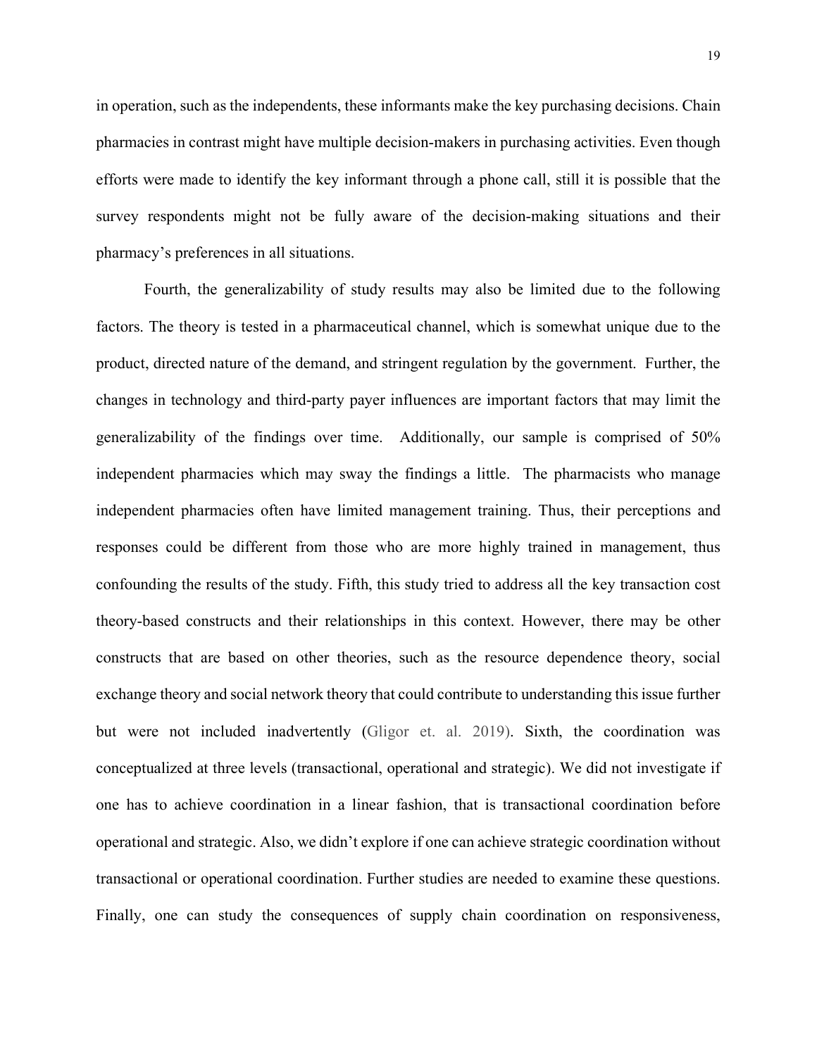in operation, such as the independents, these informants make the key purchasing decisions. Chain pharmacies in contrast might have multiple decision-makers in purchasing activities. Even though efforts were made to identify the key informant through a phone call, still it is possible that the survey respondents might not be fully aware of the decision-making situations and their pharmacy's preferences in all situations.

Fourth, the generalizability of study results may also be limited due to the following factors. The theory is tested in a pharmaceutical channel, which is somewhat unique due to the product, directed nature of the demand, and stringent regulation by the government. Further, the changes in technology and third-party payer influences are important factors that may limit the generalizability of the findings over time. Additionally, our sample is comprised of 50% independent pharmacies which may sway the findings a little. The pharmacists who manage independent pharmacies often have limited management training. Thus, their perceptions and responses could be different from those who are more highly trained in management, thus confounding the results of the study. Fifth, this study tried to address all the key transaction cost theory-based constructs and their relationships in this context. However, there may be other constructs that are based on other theories, such as the resource dependence theory, social exchange theory and social network theory that could contribute to understanding this issue further but were not included inadvertently (Gligor et. al. 2019). Sixth, the coordination was conceptualized at three levels (transactional, operational and strategic). We did not investigate if one has to achieve coordination in a linear fashion, that is transactional coordination before operational and strategic. Also, we didn't explore if one can achieve strategic coordination without transactional or operational coordination. Further studies are needed to examine these questions. Finally, one can study the consequences of supply chain coordination on responsiveness,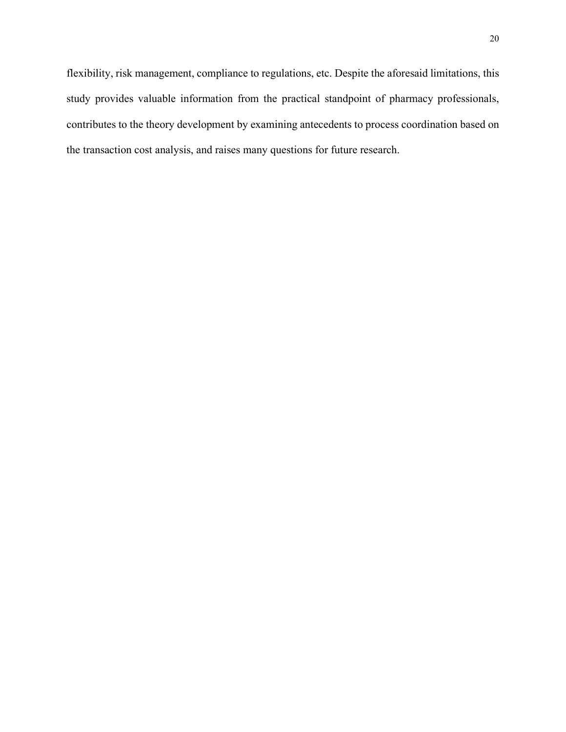flexibility, risk management, compliance to regulations, etc. Despite the aforesaid limitations, this study provides valuable information from the practical standpoint of pharmacy professionals, contributes to the theory development by examining antecedents to process coordination based on the transaction cost analysis, and raises many questions for future research.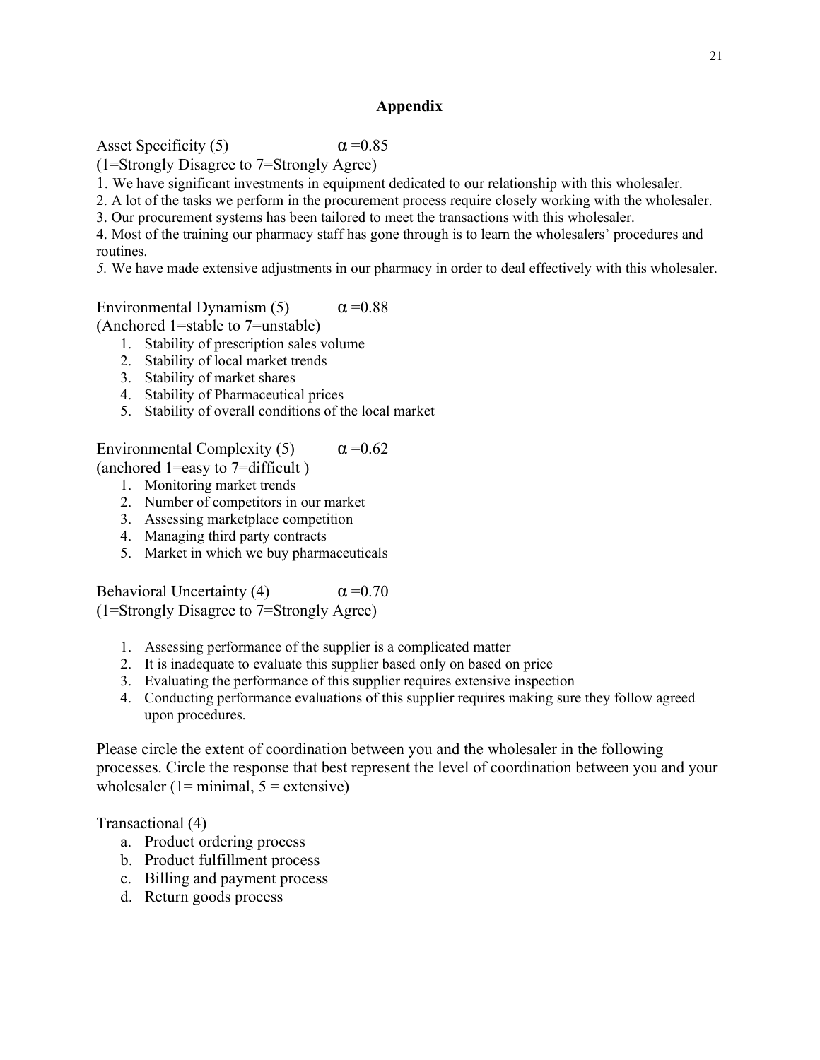## Appendix

Asset Specificity (5) $\alpha$ =0.85

(1=Strongly Disagree to 7=Strongly Agree)

1. We have significant investments in equipment dedicated to our relationship with this wholesaler.
2. A lot of the tasks we perform in the procurement process require closely working with the wholesaler.
3. Our procurement systems has been tailored to meet the transactions with this wholesaler.
4. Most of the training our pharmacy staff has gone through is to learn the wholesalers' procedures and routines.
5. We have made extensive adjustments in our pharmacy in order to deal effectively with this wholesaler.

Environmental Dynamism (5) $\alpha$ =0.88

(Anchored 1=stable to 7=unstable)

1. Stability of prescription sales volume
2. Stability of local market trends
3. Stability of market shares
4. Stability of Pharmaceutical prices
5. Stability of overall conditions of the local market

Environmental Complexity (5) $\alpha$ =0.62

(anchored 1=easy to 7=difficult )

1. Monitoring market trends
2. Number of competitors in our market
3. Assessing marketplace competition
4. Managing third party contracts
5. Market in which we buy pharmaceuticals

Behavioral Uncertainty (4) $\alpha$ =0.70

(1=Strongly Disagree to 7=Strongly Agree)

1. Assessing performance of the supplier is a complicated matter
2. It is inadequate to evaluate this supplier based only on based on price
3. Evaluating the performance of this supplier requires extensive inspection
4. Conducting performance evaluations of this supplier requires making sure they follow agreed upon procedures.

Please circle the extent of coordination between you and the wholesaler in the following processes. Circle the response that best represent the level of coordination between you and your wholesaler (1= minimal, 5 = extensive)

Transactional (4)

a. Product ordering process
b. Product fulfillment process
c. Billing and payment process
d. Return goods process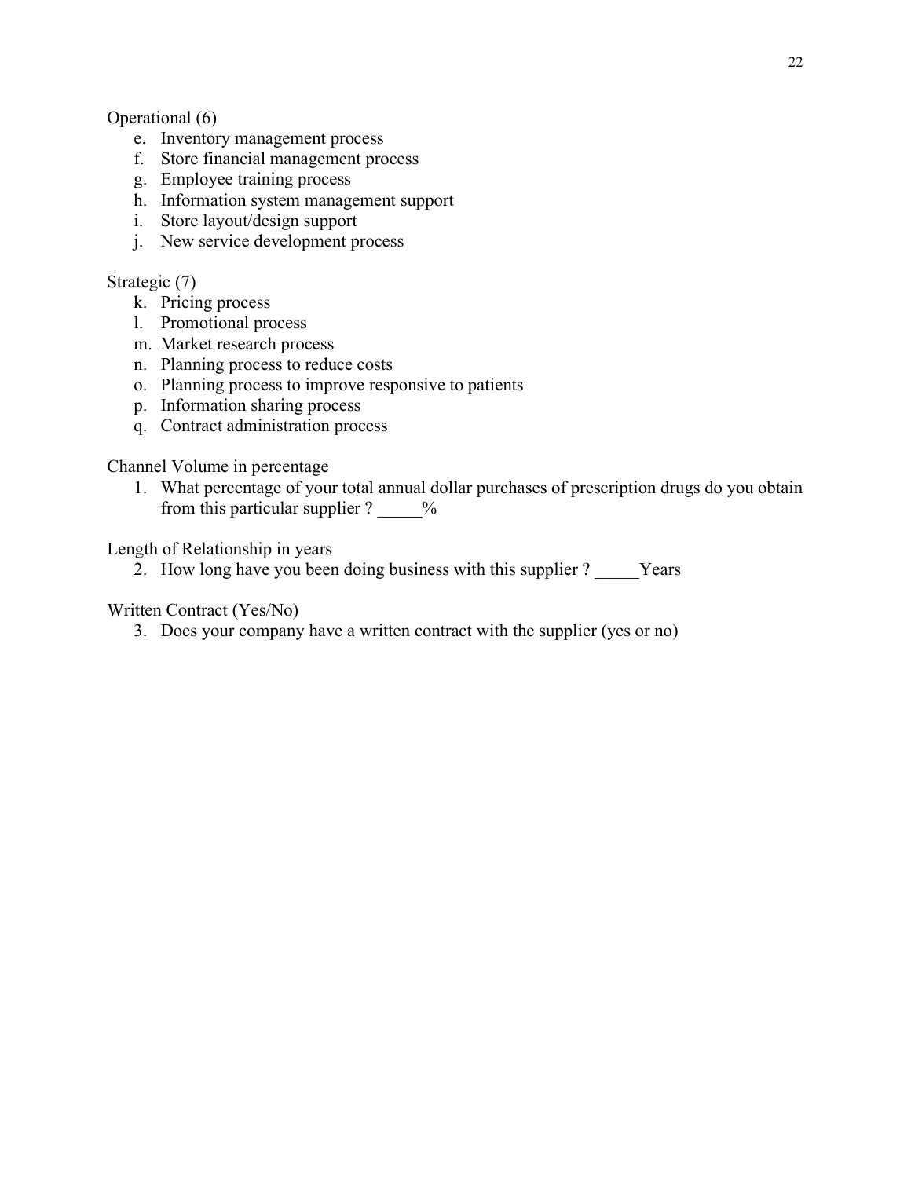Operational (6)

e. Inventory management process
f. Store financial management process
g. Employee training process
h. Information system management support
i. Store layout/design support
j. New service development process

Strategic (7)

k. Pricing process
l. Promotional process
m. Market research process
n. Planning process to reduce costs
o. Planning process to improve responsive to patients
p. Information sharing process
q. Contract administration process

Channel Volume in percentage

1. What percentage of your total annual dollar purchases of prescription drugs do you obtain from this particular supplier ? _____%

Length of Relationship in years

2. How long have you been doing business with this supplier ? _____Years

Written Contract (Yes/No)

3. Does your company have a written contract with the supplier (yes or no)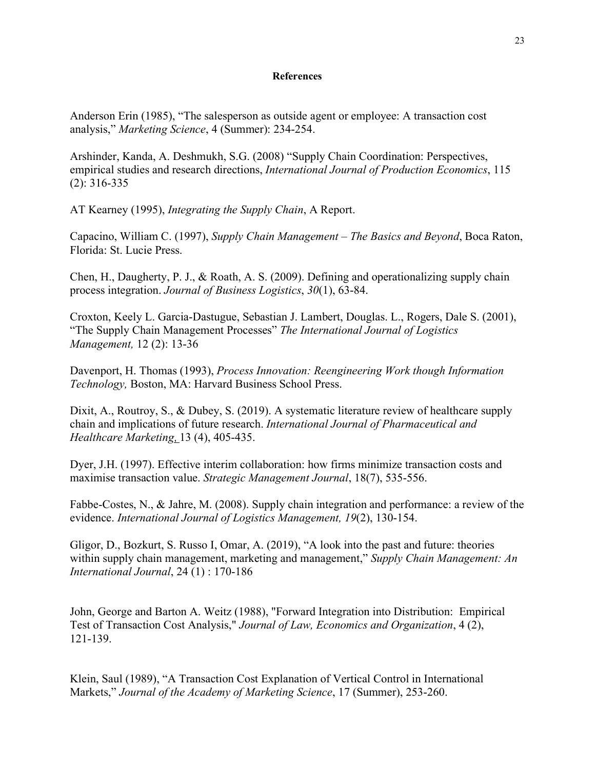**References**

Anderson Erin (1985), “The salesperson as outside agent or employee: A transaction cost analysis,” *Marketing Science*, 4 (Summer): 234-254.

Arshinder, Kanda, A. Deshmukh, S.G. (2008) “Supply Chain Coordination: Perspectives, empirical studies and research directions, *International Journal of Production Economics*, 115 (2): 316-335

AT Kearney (1995), *Integrating the Supply Chain*, A Report.

Capacino, William C. (1997), *Supply Chain Management – The Basics and Beyond*, Boca Raton, Florida: St. Lucie Press.

Chen, H., Daugherty, P. J., & Roath, A. S. (2009). Defining and operationalizing supply chain process integration. *Journal of Business Logistics*, *30*(1), 63-84.

Croxton, Keely L. Garcia-Dastugue, Sebastian J. Lambert, Douglas. L., Rogers, Dale S. (2001), “The Supply Chain Management Processes” *The International Journal of Logistics Management,* 12 (2): 13-36

Davenport, H. Thomas (1993), *Process Innovation: Reengineering Work though Information Technology,* Boston, MA: Harvard Business School Press.

Dixit, A., Routroy, S., & Dubey, S. (2019). A systematic literature review of healthcare supply chain and implications of future research. *International Journal of Pharmaceutical and Healthcare Marketing*, 13 (4), 405-435.

Dyer, J.H. (1997). Effective interim collaboration: how firms minimize transaction costs and maximise transaction value. *Strategic Management Journal*, 18(7), 535-556.

Fabbe-Costes, N., & Jahre, M. (2008). Supply chain integration and performance: a review of the evidence. *International Journal of Logistics Management, 19*(2), 130-154.

Gligor, D., Bozkurt, S. Russo I, Omar, A. (2019), “A look into the past and future: theories within supply chain management, marketing and management,” *Supply Chain Management: An International Journal*, 24 (1) : 170-186

John, George and Barton A. Weitz (1988), "Forward Integration into Distribution: Empirical Test of Transaction Cost Analysis," *Journal of Law, Economics and Organization*, 4 (2), 121-139.

Klein, Saul (1989), “A Transaction Cost Explanation of Vertical Control in International Markets,” *Journal of the Academy of Marketing Science*, 17 (Summer), 253-260.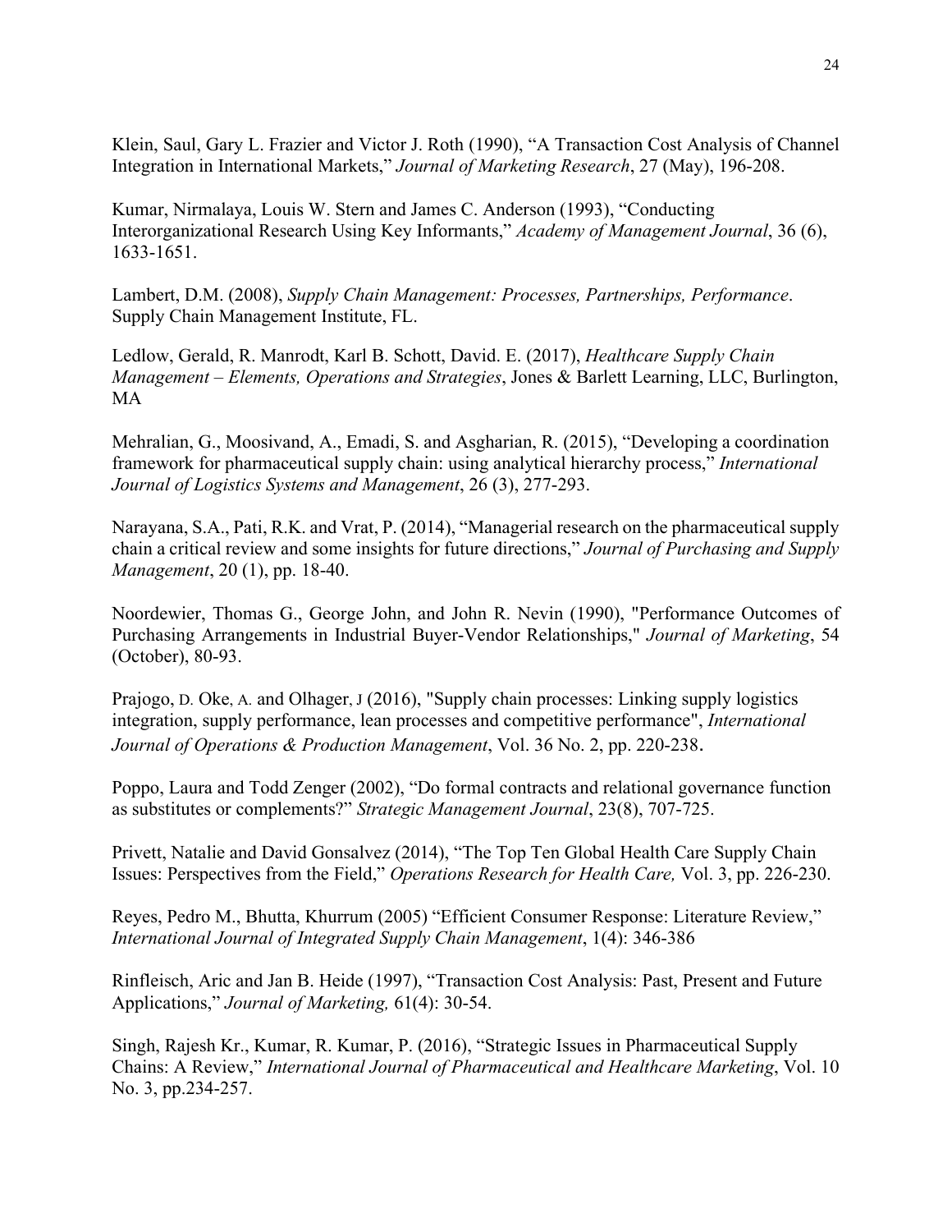Klein, Saul, Gary L. Frazier and Victor J. Roth (1990), "A Transaction Cost Analysis of Channel Integration in International Markets," *Journal of Marketing Research*, 27 (May), 196-208.

Kumar, Nirmalaya, Louis W. Stern and James C. Anderson (1993), "Conducting Interorganizational Research Using Key Informants," *Academy of Management Journal*, 36 (6), 1633-1651.

Lambert, D.M. (2008), *Supply Chain Management: Processes, Partnerships, Performance*. Supply Chain Management Institute, FL.

Ledlow, Gerald, R. Manrodt, Karl B. Schott, David. E. (2017), *Healthcare Supply Chain Management – Elements, Operations and Strategies*, Jones & Barlett Learning, LLC, Burlington, MA

Mehralian, G., Moosivand, A., Emadi, S. and Asgharian, R. (2015), "Developing a coordination framework for pharmaceutical supply chain: using analytical hierarchy process," *International Journal of Logistics Systems and Management*, 26 (3), 277-293.

Narayana, S.A., Pati, R.K. and Vrat, P. (2014), "Managerial research on the pharmaceutical supply chain a critical review and some insights for future directions," *Journal of Purchasing and Supply Management*, 20 (1), pp. 18-40.

Noordewier, Thomas G., George John, and John R. Nevin (1990), "Performance Outcomes of Purchasing Arrangements in Industrial Buyer-Vendor Relationships," *Journal of Marketing*, 54 (October), 80-93.

Prajogo, D. Oke, A. and Olhager, J (2016), "Supply chain processes: Linking supply logistics integration, supply performance, lean processes and competitive performance", *International Journal of Operations & Production Management*, Vol. 36 No. 2, pp. 220-238.

Poppo, Laura and Todd Zenger (2002), "Do formal contracts and relational governance function as substitutes or complements?" *Strategic Management Journal*, 23(8), 707-725.

Privett, Natalie and David Gonsalvez (2014), "The Top Ten Global Health Care Supply Chain Issues: Perspectives from the Field," *Operations Research for Health Care,* Vol. 3, pp. 226-230.

Reyes, Pedro M., Bhutta, Khurrum (2005) "Efficient Consumer Response: Literature Review," *International Journal of Integrated Supply Chain Management*, 1(4): 346-386

Rinfleisch, Aric and Jan B. Heide (1997), "Transaction Cost Analysis: Past, Present and Future Applications," *Journal of Marketing,* 61(4): 30-54.

Singh, Rajesh Kr., Kumar, R. Kumar, P. (2016), "Strategic Issues in Pharmaceutical Supply Chains: A Review," *International Journal of Pharmaceutical and Healthcare Marketing*, Vol. 10 No. 3, pp.234-257.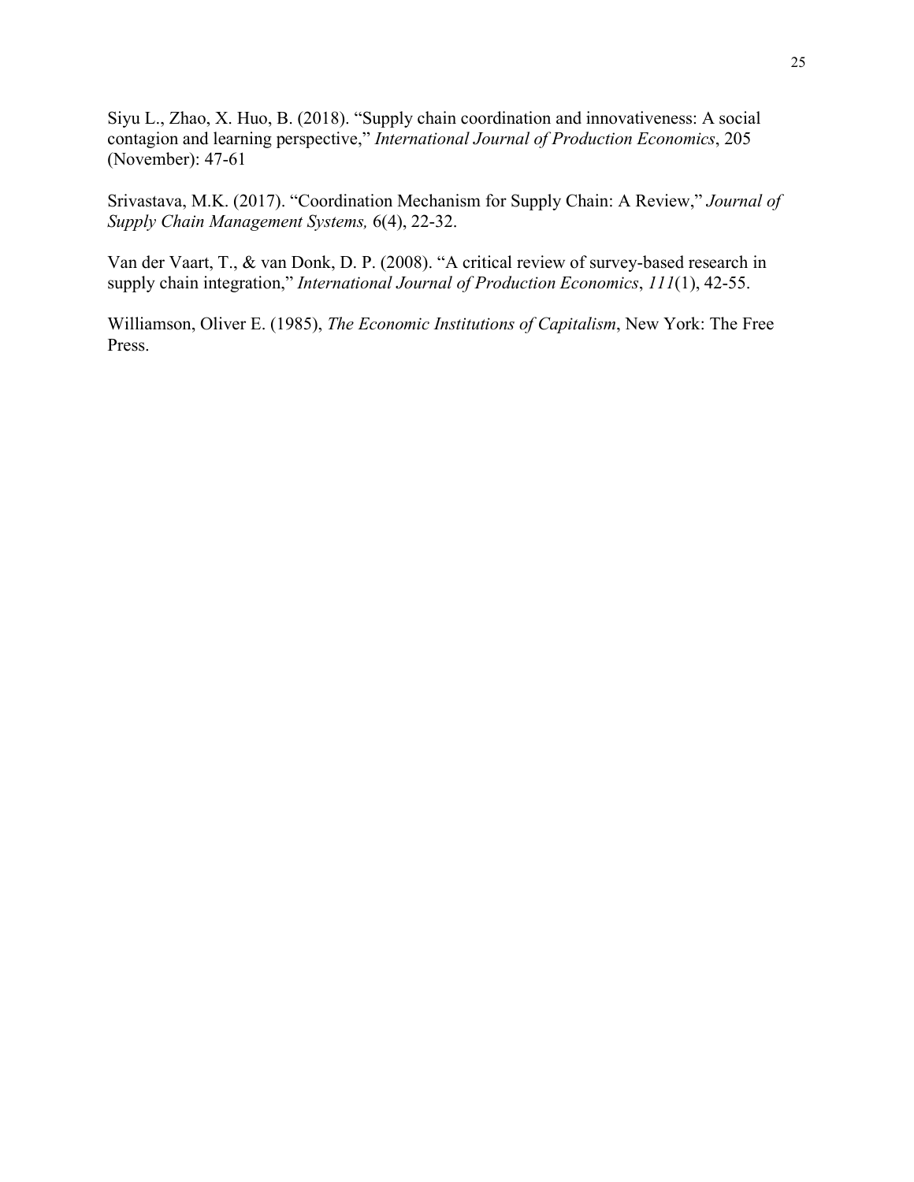Siyu L., Zhao, X. Huo, B. (2018). "Supply chain coordination and innovativeness: A social contagion and learning perspective," *International Journal of Production Economics*, 205 (November): 47-61

Srivastava, M.K. (2017). "Coordination Mechanism for Supply Chain: A Review," *Journal of Supply Chain Management Systems,* 6(4), 22-32.

Van der Vaart, T., & van Donk, D. P. (2008). "A critical review of survey-based research in supply chain integration," *International Journal of Production Economics*, *111*(1), 42-55.

Williamson, Oliver E. (1985), *The Economic Institutions of Capitalism*, New York: The Free Press.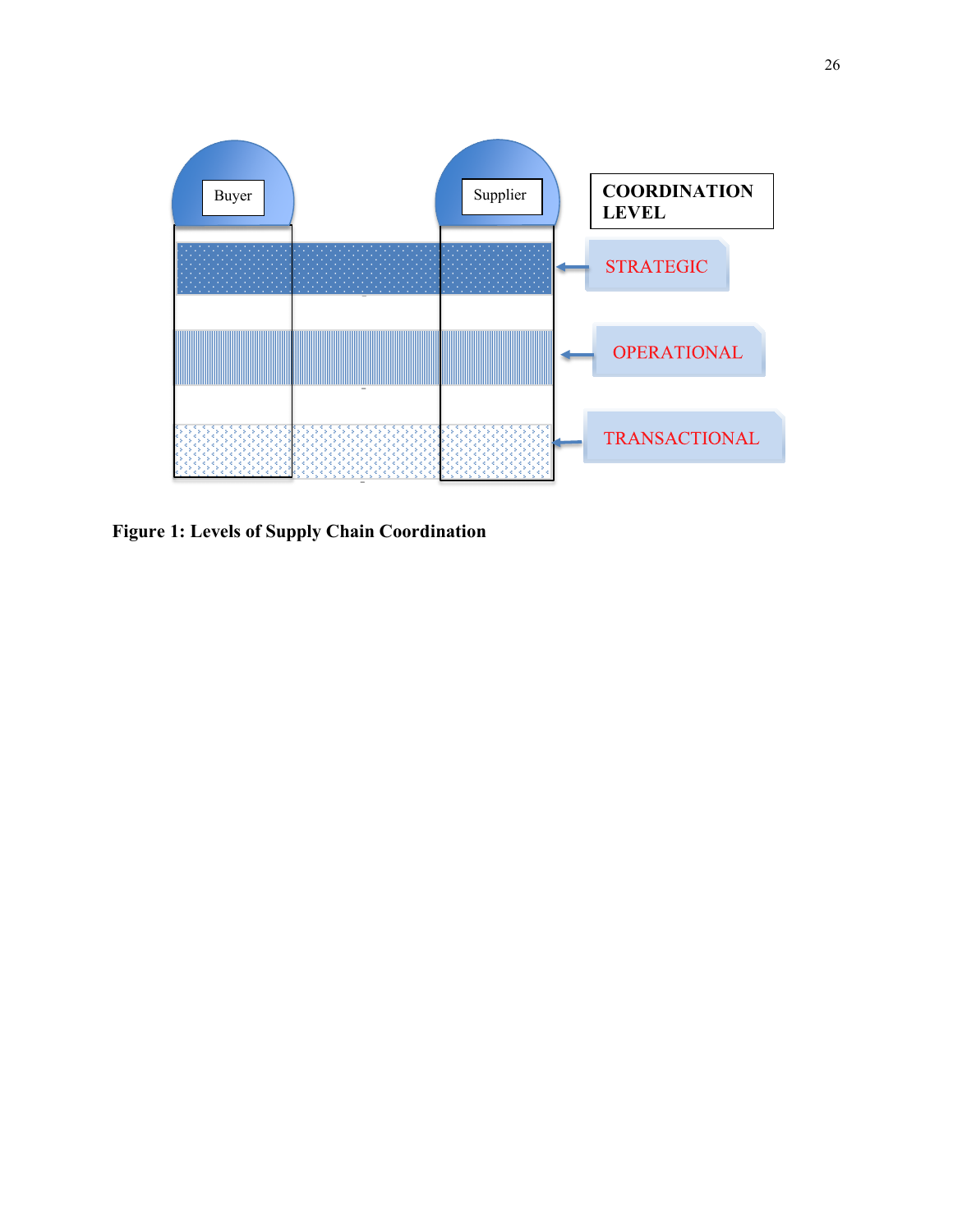Buyer

Supplier

**COORDINATION LEVEL**

STRATEGIC

OPERATIONAL

TRANSACTIONAL

**Figure 1: Levels of Supply Chain Coordination**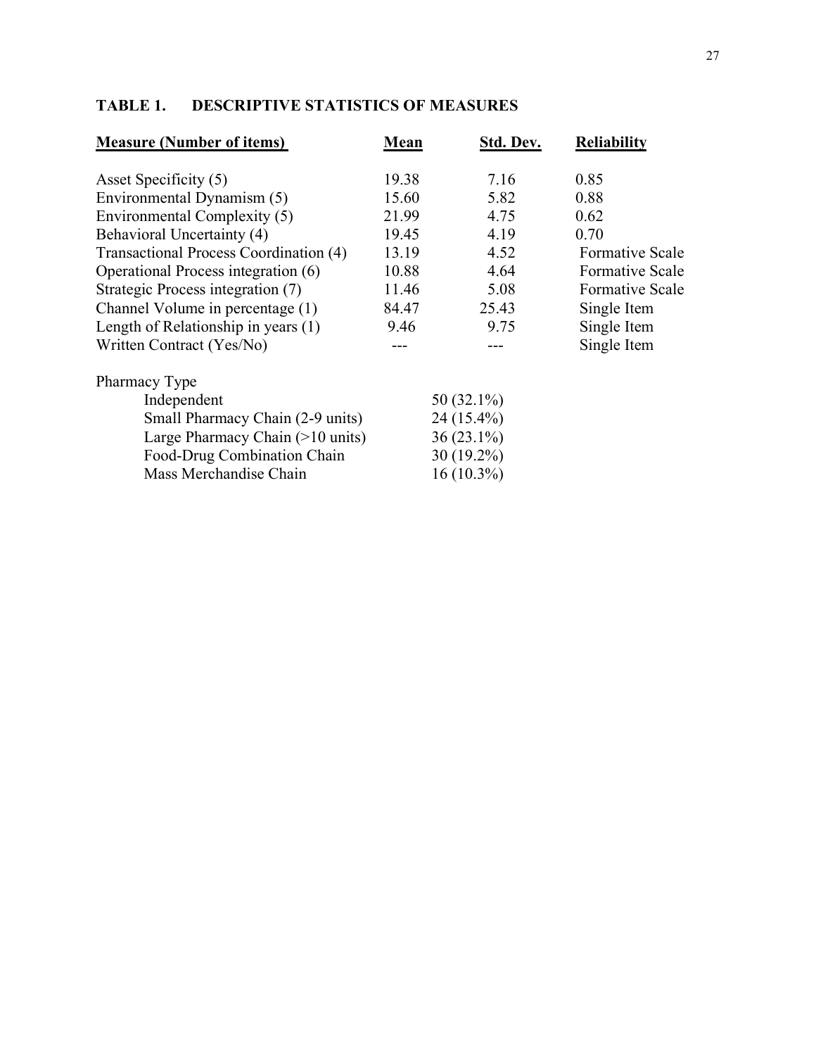## TABLE 1. DESCRIPTIVE STATISTICS OF MEASURES

| Measure (Number of items) | Mean | Std. Dev. | Reliability |
|---|---|---|---|
| Asset Specificity (5) | 19.38 | 7.16 | 0.85 |
| Environmental Dynamism (5) | 15.60 | 5.82 | 0.88 |
| Environmental Complexity (5) | 21.99 | 4.75 | 0.62 |
| Behavioral Uncertainty (4) | 19.45 | 4.19 | 0.70 |
| Transactional Process Coordination (4) | 13.19 | 4.52 | Formative Scale |
| Operational Process integration (6) | 10.88 | 4.64 | Formative Scale |
| Strategic Process integration (7) | 11.46 | 5.08 | Formative Scale |
| Channel Volume in percentage (1) | 84.47 | 25.43 | Single Item |
| Length of Relationship in years (1) | 9.46 | 9.75 | Single Item |
| Written Contract (Yes/No) | --- | --- | Single Item |

| Pharmacy Type | |
|---|---|
| Independent | 50 (32.1%) |
| Small Pharmacy Chain (2-9 units) | 24 (15.4%) |
| Large Pharmacy Chain (>10 units) | 36 (23.1%) |
| Food-Drug Combination Chain | 30 (19.2%) |
| Mass Merchandise Chain | 16 (10.3%) |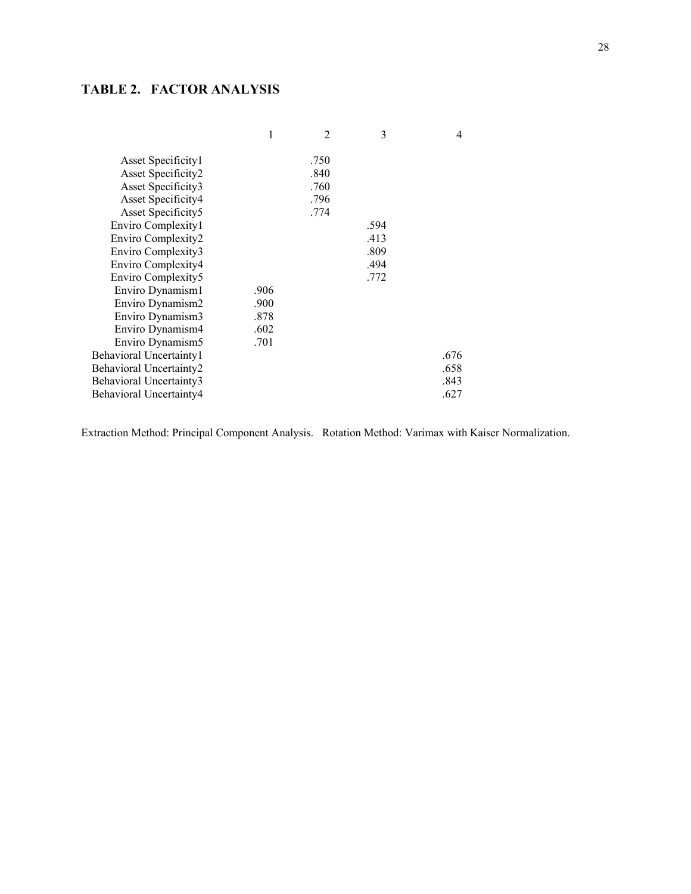## TABLE 2. FACTOR ANALYSIS

| | 1 | 2 | 3 | 4 |
|---|---|---|---|---|
| Asset Specificity1 | | .750 | | |
| Asset Specificity2 | | .840 | | |
| Asset Specificity3 | | .760 | | |
| Asset Specificity4 | | .796 | | |
| Asset Specificity5 | | .774 | | |
| Enviro Complexity1 | | | .594 | |
| Enviro Complexity2 | | | .413 | |
| Enviro Complexity3 | | | .809 | |
| Enviro Complexity4 | | | .494 | |
| Enviro Complexity5 | | | .772 | |
| Enviro Dynamism1 | .906 | | | |
| Enviro Dynamism2 | .900 | | | |
| Enviro Dynamism3 | .878 | | | |
| Enviro Dynamism4 | .602 | | | |
| Enviro Dynamism5 | .701 | | | |
| Behavioral Uncertainty1 | | | | .676 |
| Behavioral Uncertainty2 | | | | .658 |
| Behavioral Uncertainty3 | | | | .843 |
| Behavioral Uncertainty4 | | | | .627 |

Extraction Method: Principal Component Analysis. Rotation Method: Varimax with Kaiser Normalization.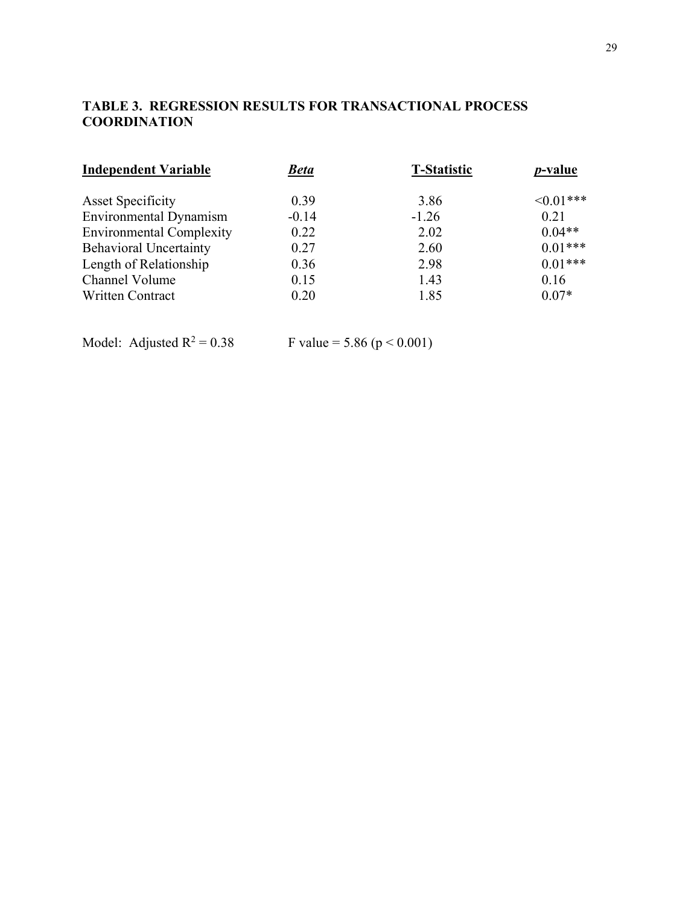**TABLE 3. REGRESSION RESULTS FOR TRANSACTIONAL PROCESS COORDINATION**

| Independent Variable | *Beta* | T-Statistic | *p*-value |
|---|---|---|---|
| Asset Specificity | 0.39 | 3.86 | <0.01*** |
| Environmental Dynamism | -0.14 | -1.26 | 0.21 |
| Environmental Complexity | 0.22 | 2.02 | 0.04** |
| Behavioral Uncertainty | 0.27 | 2.60 | 0.01*** |
| Length of Relationship | 0.36 | 2.98 | 0.01*** |
| Channel Volume | 0.15 | 1.43 | 0.16 |
| Written Contract | 0.20 | 1.85 | 0.07* |

Model: Adjusted $R^2 = 0.38$ F value = 5.86 ($p < 0.001$)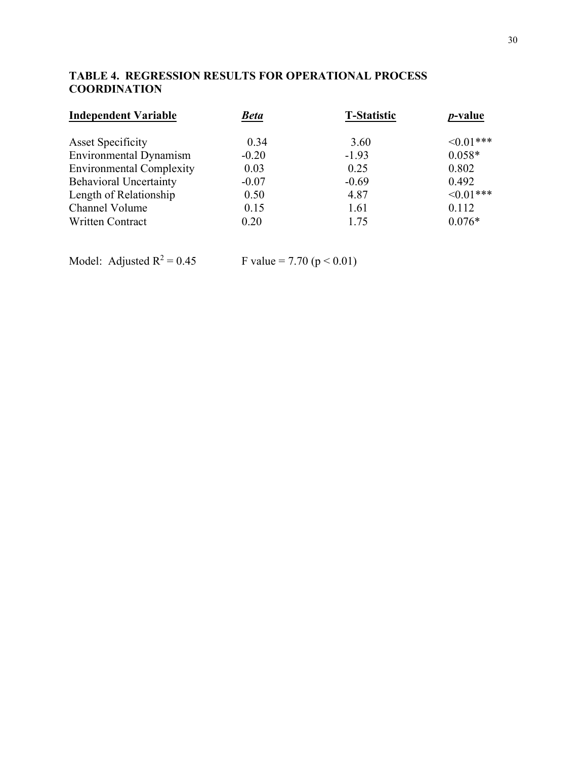### TABLE 4. REGRESSION RESULTS FOR OPERATIONAL PROCESS COORDINATION

| Independent Variable | *Beta* | T-Statistic | *p*-value |
|---|---|---|---|
| Asset Specificity | 0.34 | 3.60 | <0.01*** |
| Environmental Dynamism | -0.20 | -1.93 | 0.058* |
| Environmental Complexity | 0.03 | 0.25 | 0.802 |
| Behavioral Uncertainty | -0.07 | -0.69 | 0.492 |
| Length of Relationship | 0.50 | 4.87 | <0.01*** |
| Channel Volume | 0.15 | 1.61 | 0.112 |
| Written Contract | 0.20 | 1.75 | 0.076* |

Model: Adjusted $R^2 = 0.45$ F value = 7.70 ($p < 0.01$)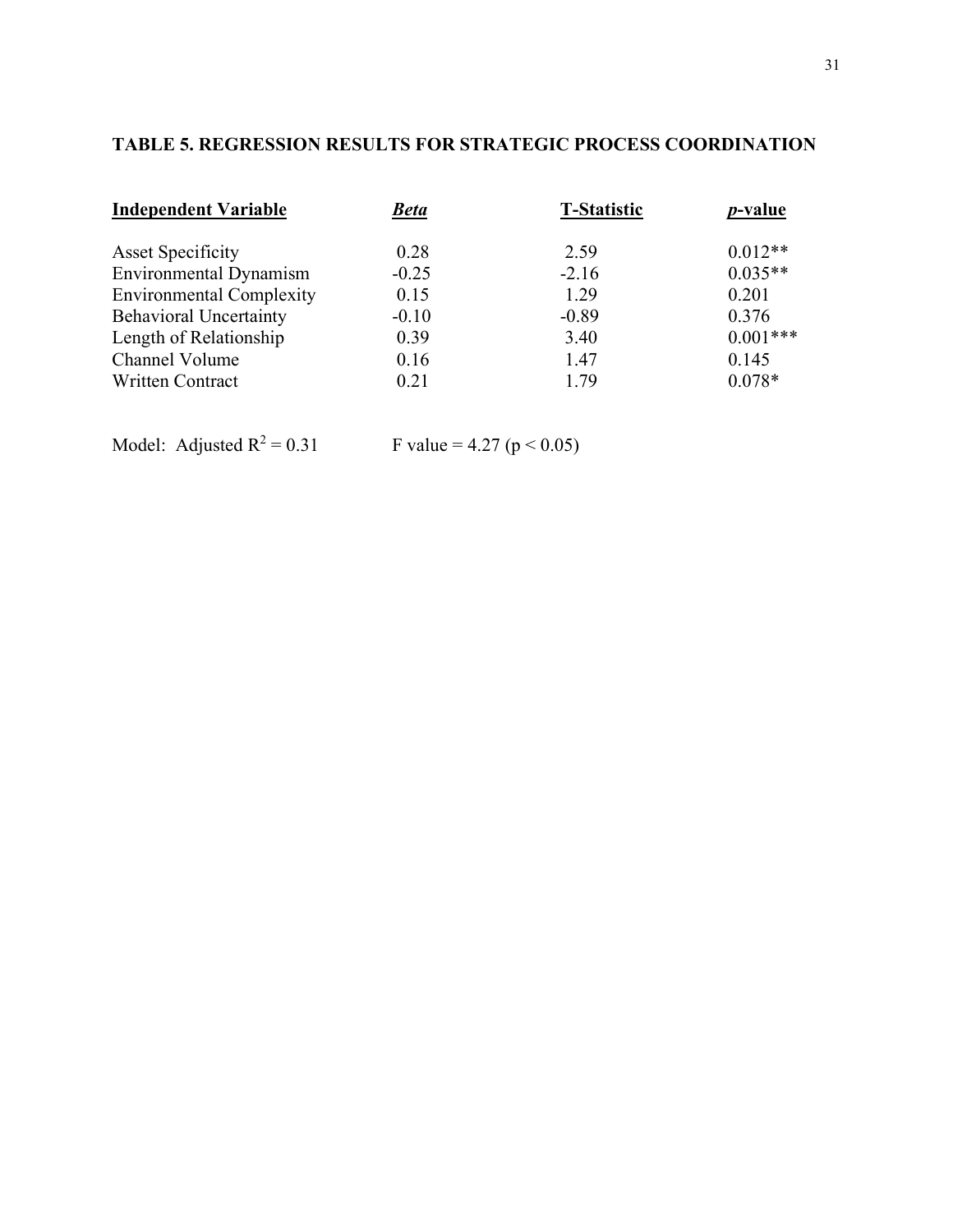## TABLE 5. REGRESSION RESULTS FOR STRATEGIC PROCESS COORDINATION

| **Independent Variable** | ***Beta*** | **T-Statistic** | ***p*-value** |
|---|---|---|---|
| Asset Specificity | 0.28 | 2.59 | 0.012** |
| Environmental Dynamism | -0.25 | -2.16 | 0.035** |
| Environmental Complexity | 0.15 | 1.29 | 0.201 |
| Behavioral Uncertainty | -0.10 | -0.89 | 0.376 |
| Length of Relationship | 0.39 | 3.40 | 0.001*** |
| Channel Volume | 0.16 | 1.47 | 0.145 |
| Written Contract | 0.21 | 1.79 | 0.078* |

Model: Adjusted $R^2 = 0.31$ F value = 4.27 ($p < 0.05$)